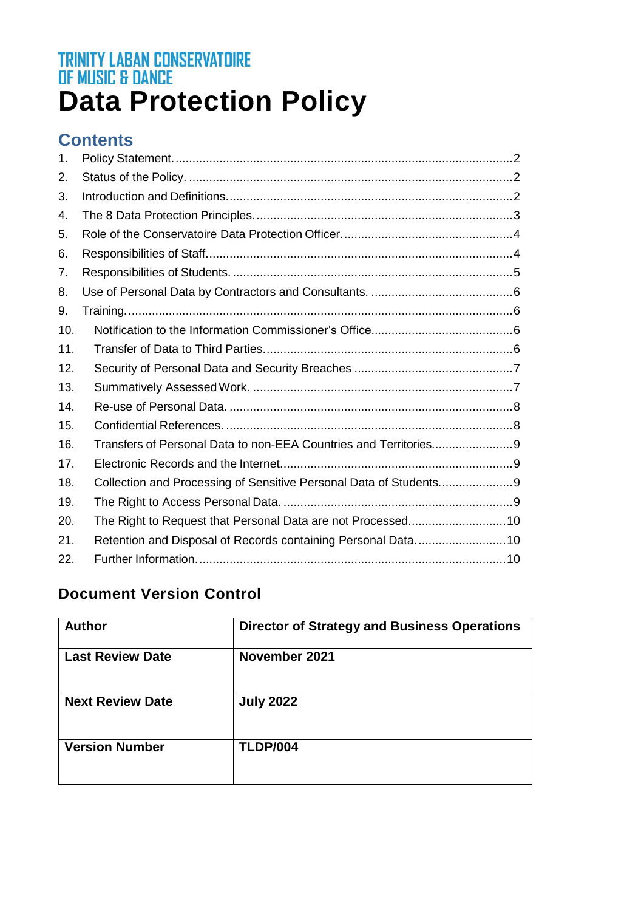# TRINITY LABAN CONSERVATOIRE OF MUSIC & DANCE

# Data Protection Policy

## Contents

1. Policy Statement. .......... 2
2. Status of the Policy. .......... 2
3. Introduction and Definitions. .......... 2
4. The 8 Data Protection Principles. .......... 3
5. Role of the Conservatoire Data Protection Officer. .......... 4
6. Responsibilities of Staff. .......... 4
7. Responsibilities of Students. .......... 5
8. Use of Personal Data by Contractors and Consultants. .......... 6
9. Training. .......... 6
10. Notification to the Information Commissioner's Office. .......... 6
11. Transfer of Data to Third Parties. .......... 6
12. Security of Personal Data and Security Breaches .......... 7
13. Summatively Assessed Work. .......... 7
14. Re-use of Personal Data. .......... 8
15. Confidential References. .......... 8
16. Transfers of Personal Data to non-EEA Countries and Territories. .......... 9
17. Electronic Records and the Internet. .......... 9
18. Collection and Processing of Sensitive Personal Data of Students. .......... 9
19. The Right to Access Personal Data. .......... 9
20. The Right to Request that Personal Data are not Processed. .......... 10
21. Retention and Disposal of Records containing Personal Data. .......... 10
22. Further Information. .......... 10

## Document Version Control

| **Author** | **Director of Strategy and Business Operations** |
|---|---|
| **Last Review Date** | **November 2021** |
| **Next Review Date** | **July 2022** |
| **Version Number** | **TLDP/004** |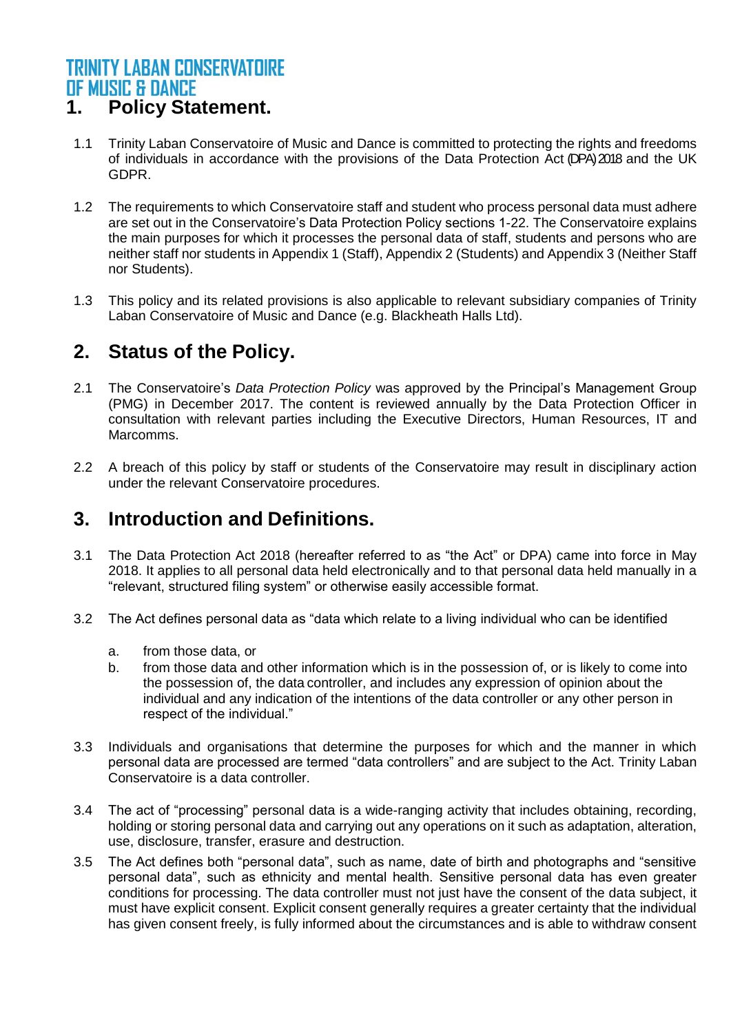# 1. Policy Statement.

1.1 Trinity Laban Conservatoire of Music and Dance is committed to protecting the rights and freedoms of individuals in accordance with the provisions of the Data Protection Act (DPA) 2018 and the UK GDPR.

1.2 The requirements to which Conservatoire staff and student who process personal data must adhere are set out in the Conservatoire's Data Protection Policy sections 1-22. The Conservatoire explains the main purposes for which it processes the personal data of staff, students and persons who are neither staff nor students in Appendix 1 (Staff), Appendix 2 (Students) and Appendix 3 (Neither Staff nor Students).

1.3 This policy and its related provisions is also applicable to relevant subsidiary companies of Trinity Laban Conservatoire of Music and Dance (e.g. Blackheath Halls Ltd).

# 2. Status of the Policy.

2.1 The Conservatoire's *Data Protection Policy* was approved by the Principal's Management Group (PMG) in December 2017. The content is reviewed annually by the Data Protection Officer in consultation with relevant parties including the Executive Directors, Human Resources, IT and Marcomms.

2.2 A breach of this policy by staff or students of the Conservatoire may result in disciplinary action under the relevant Conservatoire procedures.

# 3. Introduction and Definitions.

3.1 The Data Protection Act 2018 (hereafter referred to as "the Act" or DPA) came into force in May 2018. It applies to all personal data held electronically and to that personal data held manually in a "relevant, structured filing system" or otherwise easily accessible format.

3.2 The Act defines personal data as "data which relate to a living individual who can be identified

a. from those data, or
b. from those data and other information which is in the possession of, or is likely to come into the possession of, the data controller, and includes any expression of opinion about the individual and any indication of the intentions of the data controller or any other person in respect of the individual."

3.3 Individuals and organisations that determine the purposes for which and the manner in which personal data are processed are termed "data controllers" and are subject to the Act. Trinity Laban Conservatoire is a data controller.

3.4 The act of "processing" personal data is a wide-ranging activity that includes obtaining, recording, holding or storing personal data and carrying out any operations on it such as adaptation, alteration, use, disclosure, transfer, erasure and destruction.

3.5 The Act defines both "personal data", such as name, date of birth and photographs and "sensitive personal data", such as ethnicity and mental health. Sensitive personal data has even greater conditions for processing. The data controller must not just have the consent of the data subject, it must have explicit consent. Explicit consent generally requires a greater certainty that the individual has given consent freely, is fully informed about the circumstances and is able to withdraw consent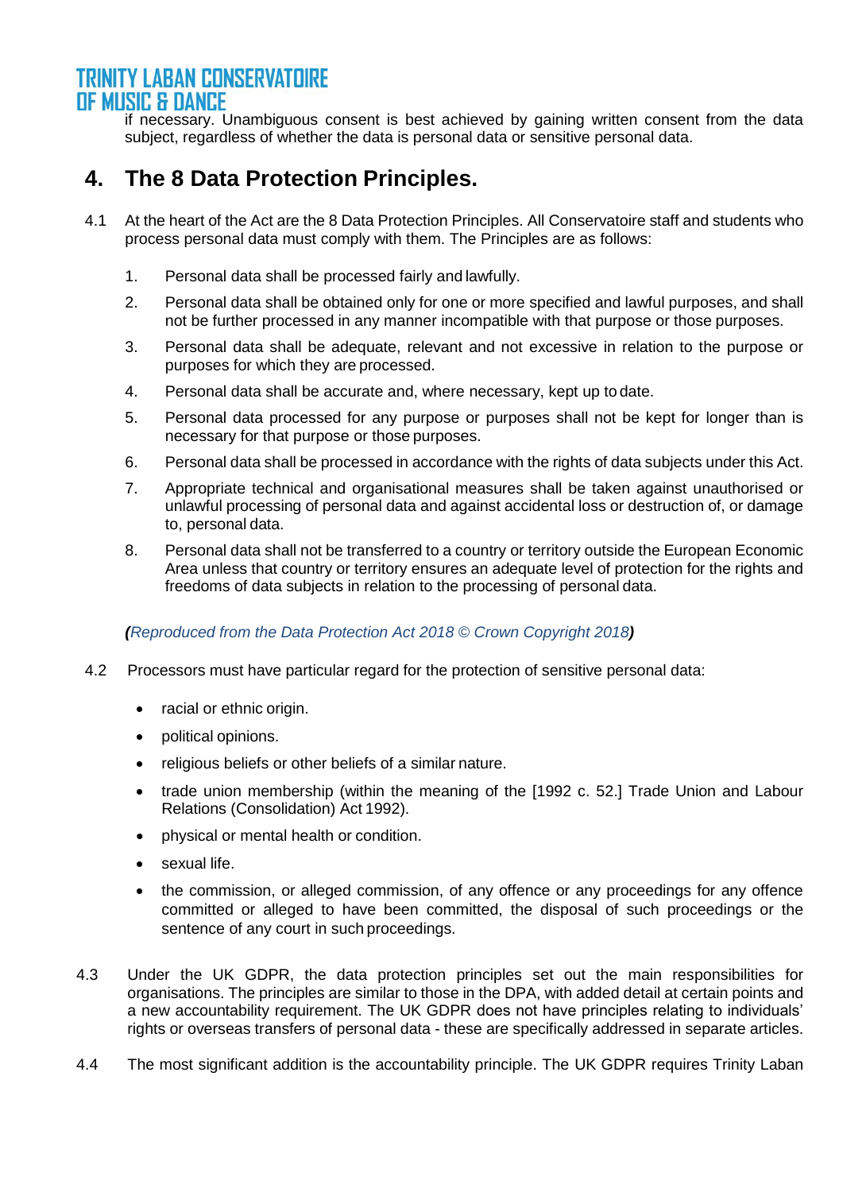if necessary. Unambiguous consent is best achieved by gaining written consent from the data subject, regardless of whether the data is personal data or sensitive personal data.

## 4. The 8 Data Protection Principles.

4.1 At the heart of the Act are the 8 Data Protection Principles. All Conservatoire staff and students who process personal data must comply with them. The Principles are as follows:

1. Personal data shall be processed fairly and lawfully.
2. Personal data shall be obtained only for one or more specified and lawful purposes, and shall not be further processed in any manner incompatible with that purpose or those purposes.
3. Personal data shall be adequate, relevant and not excessive in relation to the purpose or purposes for which they are processed.
4. Personal data shall be accurate and, where necessary, kept up to date.
5. Personal data processed for any purpose or purposes shall not be kept for longer than is necessary for that purpose or those purposes.
6. Personal data shall be processed in accordance with the rights of data subjects under this Act.
7. Appropriate technical and organisational measures shall be taken against unauthorised or unlawful processing of personal data and against accidental loss or destruction of, or damage to, personal data.
8. Personal data shall not be transferred to a country or territory outside the European Economic Area unless that country or territory ensures an adequate level of protection for the rights and freedoms of data subjects in relation to the processing of personal data.

***(****Reproduced from the Data Protection Act 2018 © Crown Copyright 2018****)***

4.2 Processors must have particular regard for the protection of sensitive personal data:

- racial or ethnic origin.
- political opinions.
- religious beliefs or other beliefs of a similar nature.
- trade union membership (within the meaning of the [1992 c. 52.] Trade Union and Labour Relations (Consolidation) Act 1992).
- physical or mental health or condition.
- sexual life.
- the commission, or alleged commission, of any offence or any proceedings for any offence committed or alleged to have been committed, the disposal of such proceedings or the sentence of any court in such proceedings.

4.3 Under the UK GDPR, the data protection principles set out the main responsibilities for organisations. The principles are similar to those in the DPA, with added detail at certain points and a new accountability requirement. The UK GDPR does not have principles relating to individuals' rights or overseas transfers of personal data - these are specifically addressed in separate articles.

4.4 The most significant addition is the accountability principle. The UK GDPR requires Trinity Laban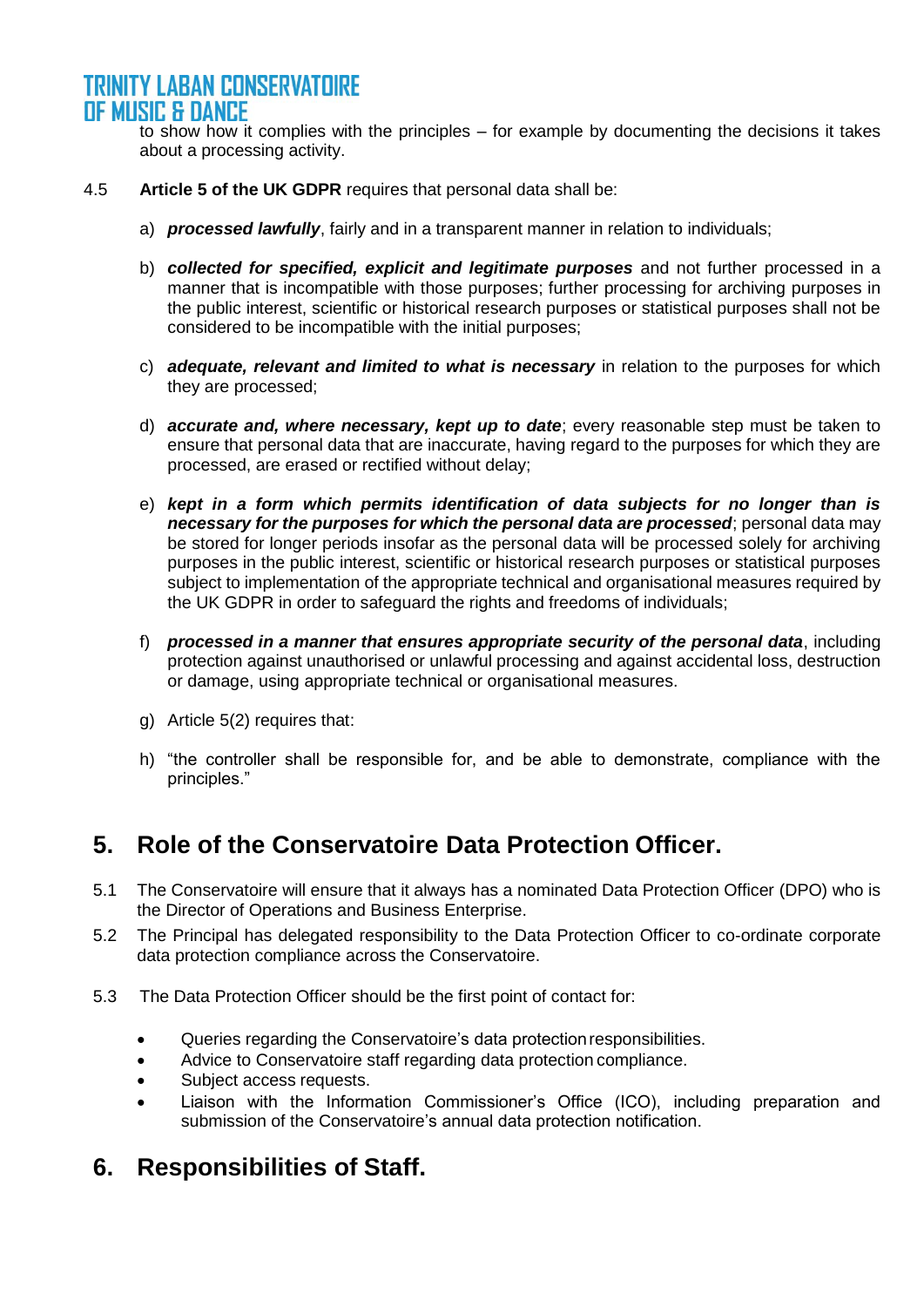to show how it complies with the principles – for example by documenting the decisions it takes about a processing activity.

4.5 **Article 5 of the UK GDPR** requires that personal data shall be:

a) ***processed lawfully***, fairly and in a transparent manner in relation to individuals;

b) ***collected for specified, explicit and legitimate purposes*** and not further processed in a manner that is incompatible with those purposes; further processing for archiving purposes in the public interest, scientific or historical research purposes or statistical purposes shall not be considered to be incompatible with the initial purposes;

c) ***adequate, relevant and limited to what is necessary*** in relation to the purposes for which they are processed;

d) ***accurate and, where necessary, kept up to date***; every reasonable step must be taken to ensure that personal data that are inaccurate, having regard to the purposes for which they are processed, are erased or rectified without delay;

e) ***kept in a form which permits identification of data subjects for no longer than is necessary for the purposes for which the personal data are processed***; personal data may be stored for longer periods insofar as the personal data will be processed solely for archiving purposes in the public interest, scientific or historical research purposes or statistical purposes subject to implementation of the appropriate technical and organisational measures required by the UK GDPR in order to safeguard the rights and freedoms of individuals;

f) ***processed in a manner that ensures appropriate security of the personal data***, including protection against unauthorised or unlawful processing and against accidental loss, destruction or damage, using appropriate technical or organisational measures.

g) Article 5(2) requires that:

h) "the controller shall be responsible for, and be able to demonstrate, compliance with the principles."

## 5. Role of the Conservatoire Data Protection Officer.

5.1 The Conservatoire will ensure that it always has a nominated Data Protection Officer (DPO) who is the Director of Operations and Business Enterprise.

5.2 The Principal has delegated responsibility to the Data Protection Officer to co-ordinate corporate data protection compliance across the Conservatoire.

5.3 The Data Protection Officer should be the first point of contact for:

- Queries regarding the Conservatoire's data protection responsibilities.
- Advice to Conservatoire staff regarding data protection compliance.
- Subject access requests.
- Liaison with the Information Commissioner's Office (ICO), including preparation and submission of the Conservatoire's annual data protection notification.

## 6. Responsibilities of Staff.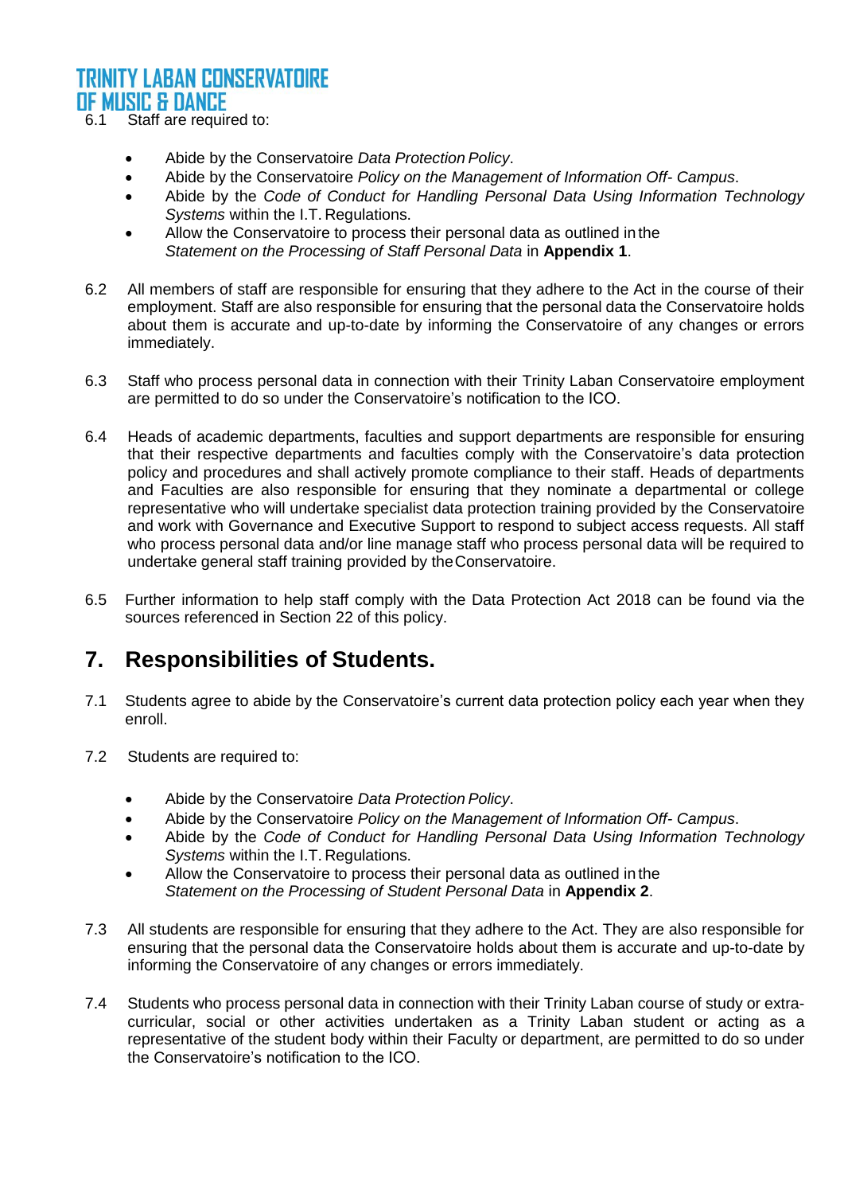6.1 Staff are required to:

- Abide by the Conservatoire *Data Protection Policy*.
- Abide by the Conservatoire *Policy on the Management of Information Off- Campus*.
- Abide by the *Code of Conduct for Handling Personal Data Using Information Technology Systems* within the I.T. Regulations.
- Allow the Conservatoire to process their personal data as outlined in the *Statement on the Processing of Staff Personal Data* in **Appendix 1**.

6.2 All members of staff are responsible for ensuring that they adhere to the Act in the course of their employment. Staff are also responsible for ensuring that the personal data the Conservatoire holds about them is accurate and up-to-date by informing the Conservatoire of any changes or errors immediately.

6.3 Staff who process personal data in connection with their Trinity Laban Conservatoire employment are permitted to do so under the Conservatoire's notification to the ICO.

6.4 Heads of academic departments, faculties and support departments are responsible for ensuring that their respective departments and faculties comply with the Conservatoire's data protection policy and procedures and shall actively promote compliance to their staff. Heads of departments and Faculties are also responsible for ensuring that they nominate a departmental or college representative who will undertake specialist data protection training provided by the Conservatoire and work with Governance and Executive Support to respond to subject access requests. All staff who process personal data and/or line manage staff who process personal data will be required to undertake general staff training provided by the Conservatoire.

6.5 Further information to help staff comply with the Data Protection Act 2018 can be found via the sources referenced in Section 22 of this policy.

## 7. Responsibilities of Students.

7.1 Students agree to abide by the Conservatoire's current data protection policy each year when they enroll.

7.2 Students are required to:

- Abide by the Conservatoire *Data Protection Policy*.
- Abide by the Conservatoire *Policy on the Management of Information Off- Campus*.
- Abide by the *Code of Conduct for Handling Personal Data Using Information Technology Systems* within the I.T. Regulations.
- Allow the Conservatoire to process their personal data as outlined in the *Statement on the Processing of Student Personal Data* in **Appendix 2**.

7.3 All students are responsible for ensuring that they adhere to the Act. They are also responsible for ensuring that the personal data the Conservatoire holds about them is accurate and up-to-date by informing the Conservatoire of any changes or errors immediately.

7.4 Students who process personal data in connection with their Trinity Laban course of study or extra-curricular, social or other activities undertaken as a Trinity Laban student or acting as a representative of the student body within their Faculty or department, are permitted to do so under the Conservatoire's notification to the ICO.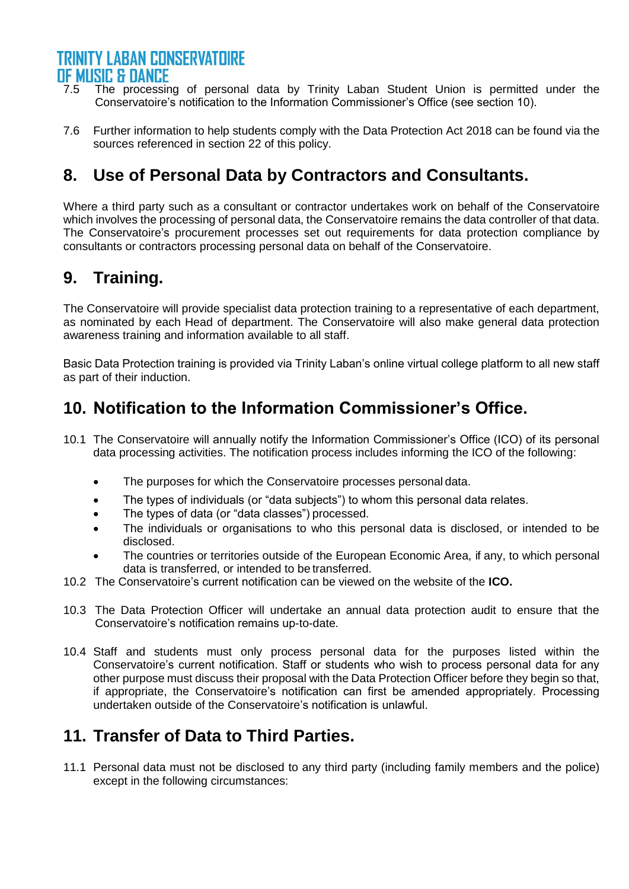7.5 The processing of personal data by Trinity Laban Student Union is permitted under the Conservatoire's notification to the Information Commissioner's Office (see section 10).

7.6 Further information to help students comply with the Data Protection Act 2018 can be found via the sources referenced in section 22 of this policy.

## 8. Use of Personal Data by Contractors and Consultants.

Where a third party such as a consultant or contractor undertakes work on behalf of the Conservatoire which involves the processing of personal data, the Conservatoire remains the data controller of that data. The Conservatoire's procurement processes set out requirements for data protection compliance by consultants or contractors processing personal data on behalf of the Conservatoire.

## 9. Training.

The Conservatoire will provide specialist data protection training to a representative of each department, as nominated by each Head of department. The Conservatoire will also make general data protection awareness training and information available to all staff.

Basic Data Protection training is provided via Trinity Laban's online virtual college platform to all new staff as part of their induction.

## 10. Notification to the Information Commissioner's Office.

10.1 The Conservatoire will annually notify the Information Commissioner's Office (ICO) of its personal data processing activities. The notification process includes informing the ICO of the following:

- The purposes for which the Conservatoire processes personal data.
- The types of individuals (or "data subjects") to whom this personal data relates.
- The types of data (or "data classes") processed.
- The individuals or organisations to who this personal data is disclosed, or intended to be disclosed.
- The countries or territories outside of the European Economic Area, if any, to which personal data is transferred, or intended to be transferred.

10.2 The Conservatoire's current notification can be viewed on the website of the **ICO.**

10.3 The Data Protection Officer will undertake an annual data protection audit to ensure that the Conservatoire's notification remains up-to-date.

10.4 Staff and students must only process personal data for the purposes listed within the Conservatoire's current notification. Staff or students who wish to process personal data for any other purpose must discuss their proposal with the Data Protection Officer before they begin so that, if appropriate, the Conservatoire's notification can first be amended appropriately. Processing undertaken outside of the Conservatoire's notification is unlawful.

## 11. Transfer of Data to Third Parties.

11.1 Personal data must not be disclosed to any third party (including family members and the police) except in the following circumstances: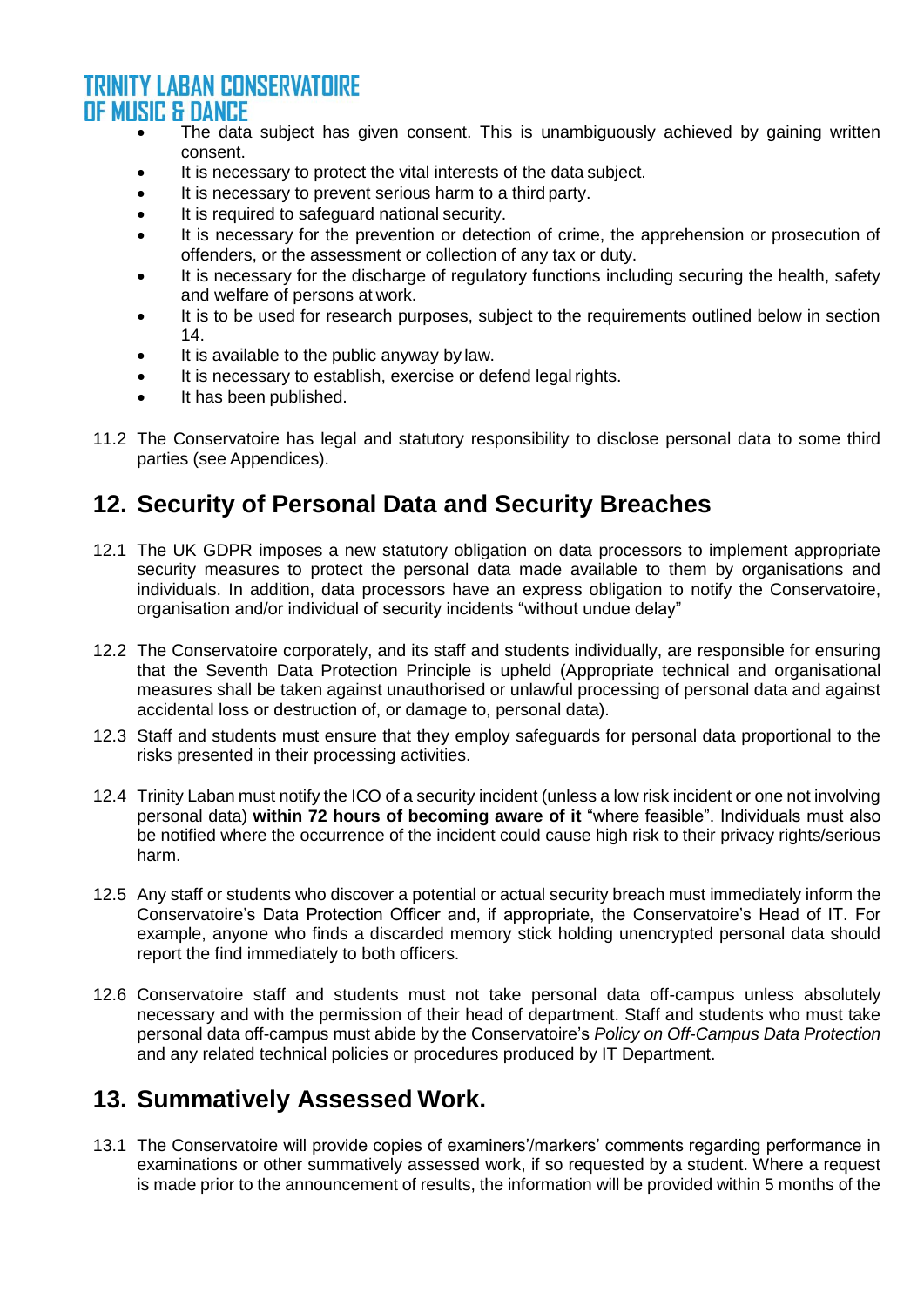- The data subject has given consent. This is unambiguously achieved by gaining written consent.
- It is necessary to protect the vital interests of the data subject.
- It is necessary to prevent serious harm to a third party.
- It is required to safeguard national security.
- It is necessary for the prevention or detection of crime, the apprehension or prosecution of offenders, or the assessment or collection of any tax or duty.
- It is necessary for the discharge of regulatory functions including securing the health, safety and welfare of persons at work.
- It is to be used for research purposes, subject to the requirements outlined below in section 14.
- It is available to the public anyway by law.
- It is necessary to establish, exercise or defend legal rights.
- It has been published.

11.2 The Conservatoire has legal and statutory responsibility to disclose personal data to some third parties (see Appendices).

## 12. Security of Personal Data and Security Breaches

12.1 The UK GDPR imposes a new statutory obligation on data processors to implement appropriate security measures to protect the personal data made available to them by organisations and individuals. In addition, data processors have an express obligation to notify the Conservatoire, organisation and/or individual of security incidents "without undue delay"

12.2 The Conservatoire corporately, and its staff and students individually, are responsible for ensuring that the Seventh Data Protection Principle is upheld (Appropriate technical and organisational measures shall be taken against unauthorised or unlawful processing of personal data and against accidental loss or destruction of, or damage to, personal data).

12.3 Staff and students must ensure that they employ safeguards for personal data proportional to the risks presented in their processing activities.

12.4 Trinity Laban must notify the ICO of a security incident (unless a low risk incident or one not involving personal data) **within 72 hours of becoming aware of it** "where feasible". Individuals must also be notified where the occurrence of the incident could cause high risk to their privacy rights/serious harm.

12.5 Any staff or students who discover a potential or actual security breach must immediately inform the Conservatoire's Data Protection Officer and, if appropriate, the Conservatoire's Head of IT. For example, anyone who finds a discarded memory stick holding unencrypted personal data should report the find immediately to both officers.

12.6 Conservatoire staff and students must not take personal data off-campus unless absolutely necessary and with the permission of their head of department. Staff and students who must take personal data off-campus must abide by the Conservatoire's *Policy on Off-Campus Data Protection* and any related technical policies or procedures produced by IT Department.

## 13. Summatively Assessed Work.

13.1 The Conservatoire will provide copies of examiners'/markers' comments regarding performance in examinations or other summatively assessed work, if so requested by a student. Where a request is made prior to the announcement of results, the information will be provided within 5 months of the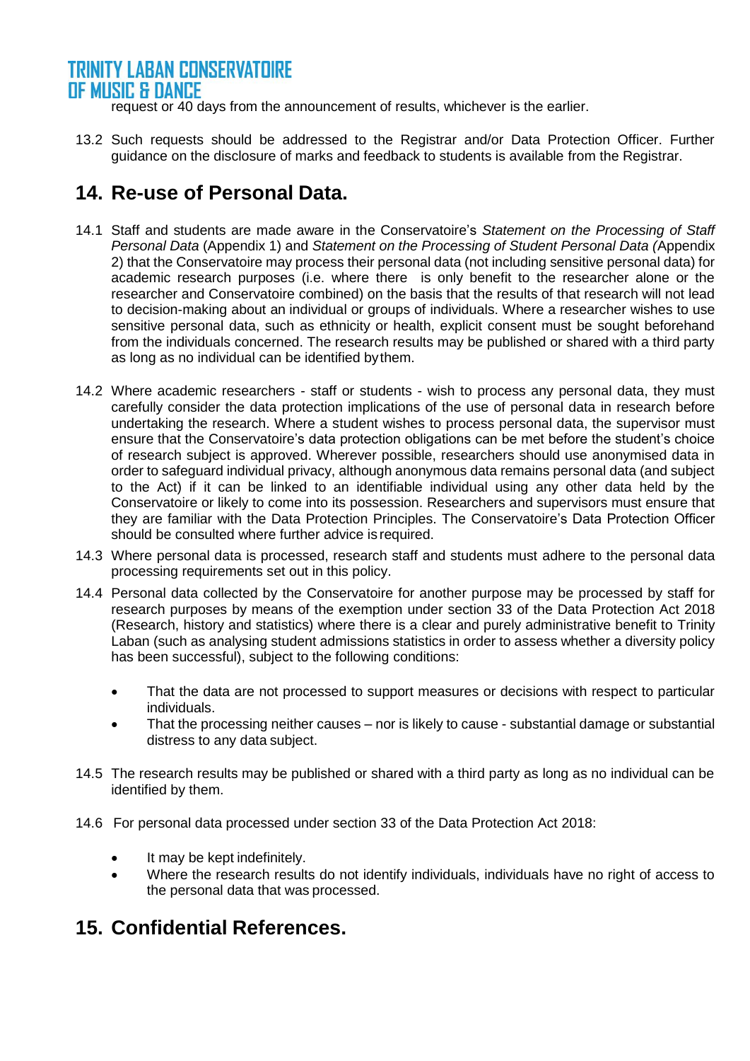request or 40 days from the announcement of results, whichever is the earlier.

13.2 Such requests should be addressed to the Registrar and/or Data Protection Officer. Further guidance on the disclosure of marks and feedback to students is available from the Registrar.

## 14. Re-use of Personal Data.

14.1 Staff and students are made aware in the Conservatoire's *Statement on the Processing of Staff Personal Data* (Appendix 1) and *Statement on the Processing of Student Personal Data (*Appendix 2) that the Conservatoire may process their personal data (not including sensitive personal data) for academic research purposes (i.e. where there is only benefit to the researcher alone or the researcher and Conservatoire combined) on the basis that the results of that research will not lead to decision-making about an individual or groups of individuals. Where a researcher wishes to use sensitive personal data, such as ethnicity or health, explicit consent must be sought beforehand from the individuals concerned. The research results may be published or shared with a third party as long as no individual can be identified by them.

14.2 Where academic researchers - staff or students - wish to process any personal data, they must carefully consider the data protection implications of the use of personal data in research before undertaking the research. Where a student wishes to process personal data, the supervisor must ensure that the Conservatoire's data protection obligations can be met before the student's choice of research subject is approved. Wherever possible, researchers should use anonymised data in order to safeguard individual privacy, although anonymous data remains personal data (and subject to the Act) if it can be linked to an identifiable individual using any other data held by the Conservatoire or likely to come into its possession. Researchers and supervisors must ensure that they are familiar with the Data Protection Principles. The Conservatoire's Data Protection Officer should be consulted where further advice is required.

14.3 Where personal data is processed, research staff and students must adhere to the personal data processing requirements set out in this policy.

14.4 Personal data collected by the Conservatoire for another purpose may be processed by staff for research purposes by means of the exemption under section 33 of the Data Protection Act 2018 (Research, history and statistics) where there is a clear and purely administrative benefit to Trinity Laban (such as analysing student admissions statistics in order to assess whether a diversity policy has been successful), subject to the following conditions:

- That the data are not processed to support measures or decisions with respect to particular individuals.
- That the processing neither causes – nor is likely to cause - substantial damage or substantial distress to any data subject.

14.5 The research results may be published or shared with a third party as long as no individual can be identified by them.

14.6 For personal data processed under section 33 of the Data Protection Act 2018:

- It may be kept indefinitely.
- Where the research results do not identify individuals, individuals have no right of access to the personal data that was processed.

## 15. Confidential References.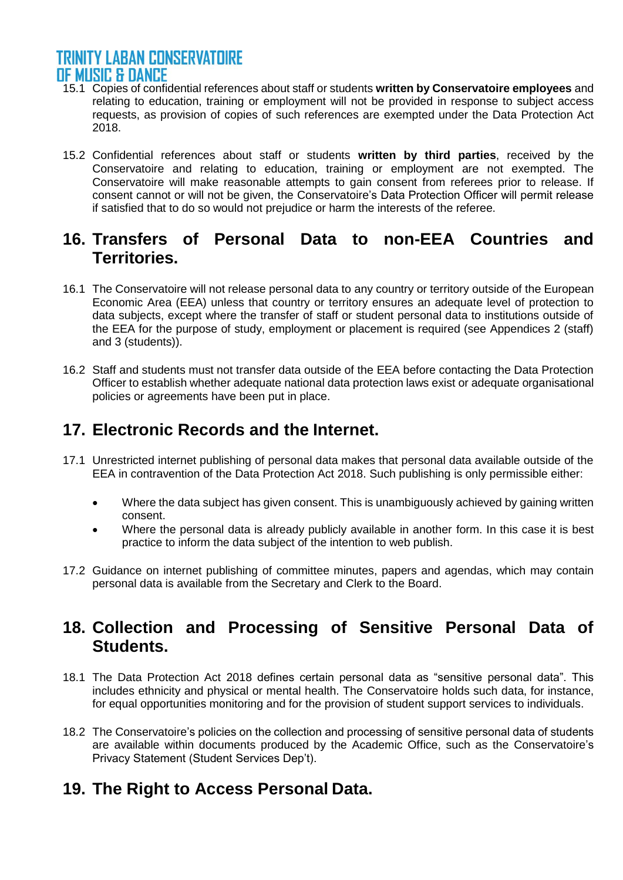15.1 Copies of confidential references about staff or students **written by Conservatoire employees** and relating to education, training or employment will not be provided in response to subject access requests, as provision of copies of such references are exempted under the Data Protection Act 2018.

15.2 Confidential references about staff or students **written by third parties**, received by the Conservatoire and relating to education, training or employment are not exempted. The Conservatoire will make reasonable attempts to gain consent from referees prior to release. If consent cannot or will not be given, the Conservatoire's Data Protection Officer will permit release if satisfied that to do so would not prejudice or harm the interests of the referee.

## 16. Transfers of Personal Data to non-EEA Countries and Territories.

16.1 The Conservatoire will not release personal data to any country or territory outside of the European Economic Area (EEA) unless that country or territory ensures an adequate level of protection to data subjects, except where the transfer of staff or student personal data to institutions outside of the EEA for the purpose of study, employment or placement is required (see Appendices 2 (staff) and 3 (students)).

16.2 Staff and students must not transfer data outside of the EEA before contacting the Data Protection Officer to establish whether adequate national data protection laws exist or adequate organisational policies or agreements have been put in place.

## 17. Electronic Records and the Internet.

17.1 Unrestricted internet publishing of personal data makes that personal data available outside of the EEA in contravention of the Data Protection Act 2018. Such publishing is only permissible either:

- Where the data subject has given consent. This is unambiguously achieved by gaining written consent.
- Where the personal data is already publicly available in another form. In this case it is best practice to inform the data subject of the intention to web publish.

17.2 Guidance on internet publishing of committee minutes, papers and agendas, which may contain personal data is available from the Secretary and Clerk to the Board.

## 18. Collection and Processing of Sensitive Personal Data of Students.

18.1 The Data Protection Act 2018 defines certain personal data as "sensitive personal data". This includes ethnicity and physical or mental health. The Conservatoire holds such data, for instance, for equal opportunities monitoring and for the provision of student support services to individuals.

18.2 The Conservatoire's policies on the collection and processing of sensitive personal data of students are available within documents produced by the Academic Office, such as the Conservatoire's Privacy Statement (Student Services Dep't).

## 19. The Right to Access Personal Data.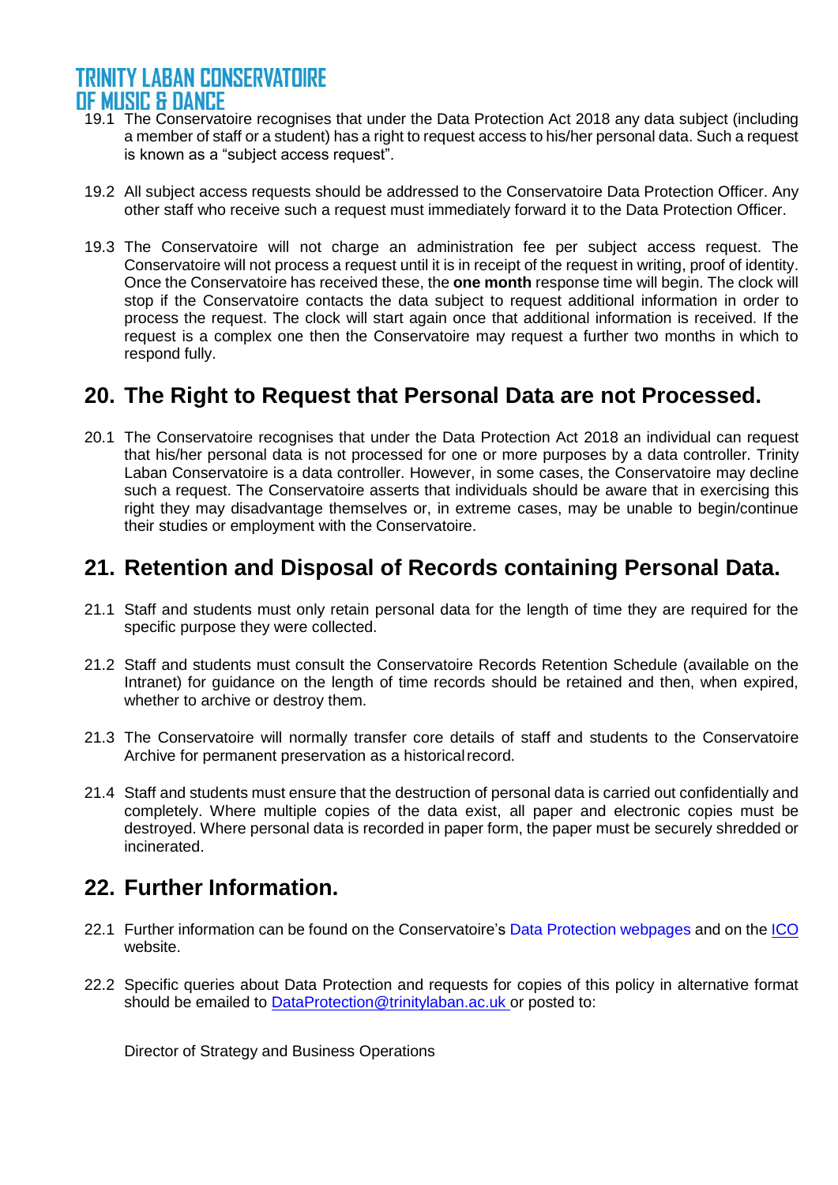19.1 The Conservatoire recognises that under the Data Protection Act 2018 any data subject (including a member of staff or a student) has a right to request access to his/her personal data. Such a request is known as a "subject access request".

19.2 All subject access requests should be addressed to the Conservatoire Data Protection Officer. Any other staff who receive such a request must immediately forward it to the Data Protection Officer.

19.3 The Conservatoire will not charge an administration fee per subject access request. The Conservatoire will not process a request until it is in receipt of the request in writing, proof of identity. Once the Conservatoire has received these, the **one month** response time will begin. The clock will stop if the Conservatoire contacts the data subject to request additional information in order to process the request. The clock will start again once that additional information is received. If the request is a complex one then the Conservatoire may request a further two months in which to respond fully.

## 20. The Right to Request that Personal Data are not Processed.

20.1 The Conservatoire recognises that under the Data Protection Act 2018 an individual can request that his/her personal data is not processed for one or more purposes by a data controller. Trinity Laban Conservatoire is a data controller. However, in some cases, the Conservatoire may decline such a request. The Conservatoire asserts that individuals should be aware that in exercising this right they may disadvantage themselves or, in extreme cases, may be unable to begin/continue their studies or employment with the Conservatoire.

## 21. Retention and Disposal of Records containing Personal Data.

21.1 Staff and students must only retain personal data for the length of time they are required for the specific purpose they were collected.

21.2 Staff and students must consult the Conservatoire Records Retention Schedule (available on the Intranet) for guidance on the length of time records should be retained and then, when expired, whether to archive or destroy them.

21.3 The Conservatoire will normally transfer core details of staff and students to the Conservatoire Archive for permanent preservation as a historical record.

21.4 Staff and students must ensure that the destruction of personal data is carried out confidentially and completely. Where multiple copies of the data exist, all paper and electronic copies must be destroyed. Where personal data is recorded in paper form, the paper must be securely shredded or incinerated.

## 22. Further Information.

22.1 Further information can be found on the Conservatoire's Data Protection webpages and on the ICO website.

22.2 Specific queries about Data Protection and requests for copies of this policy in alternative format should be emailed to DataProtection@trinitylaban.ac.uk or posted to:

Director of Strategy and Business Operations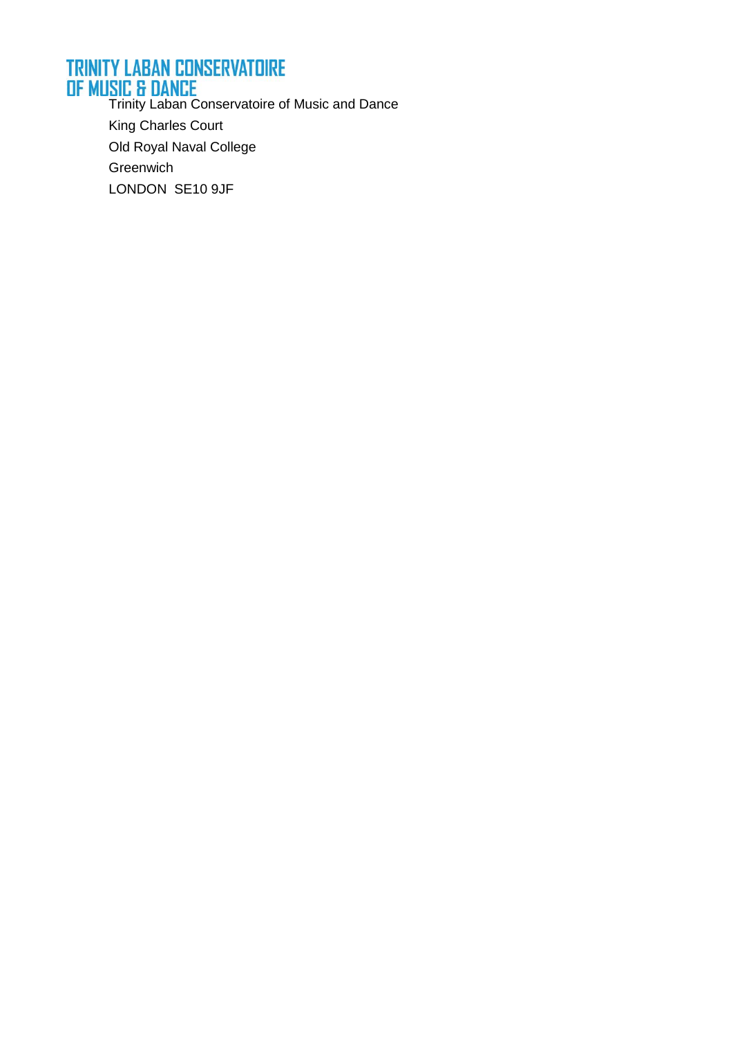**TRINITY LABAN CONSERVATOIRE OF MUSIC & DANCE**

Trinity Laban Conservatoire of Music and Dance
King Charles Court
Old Royal Naval College
Greenwich
LONDON  SE10 9JF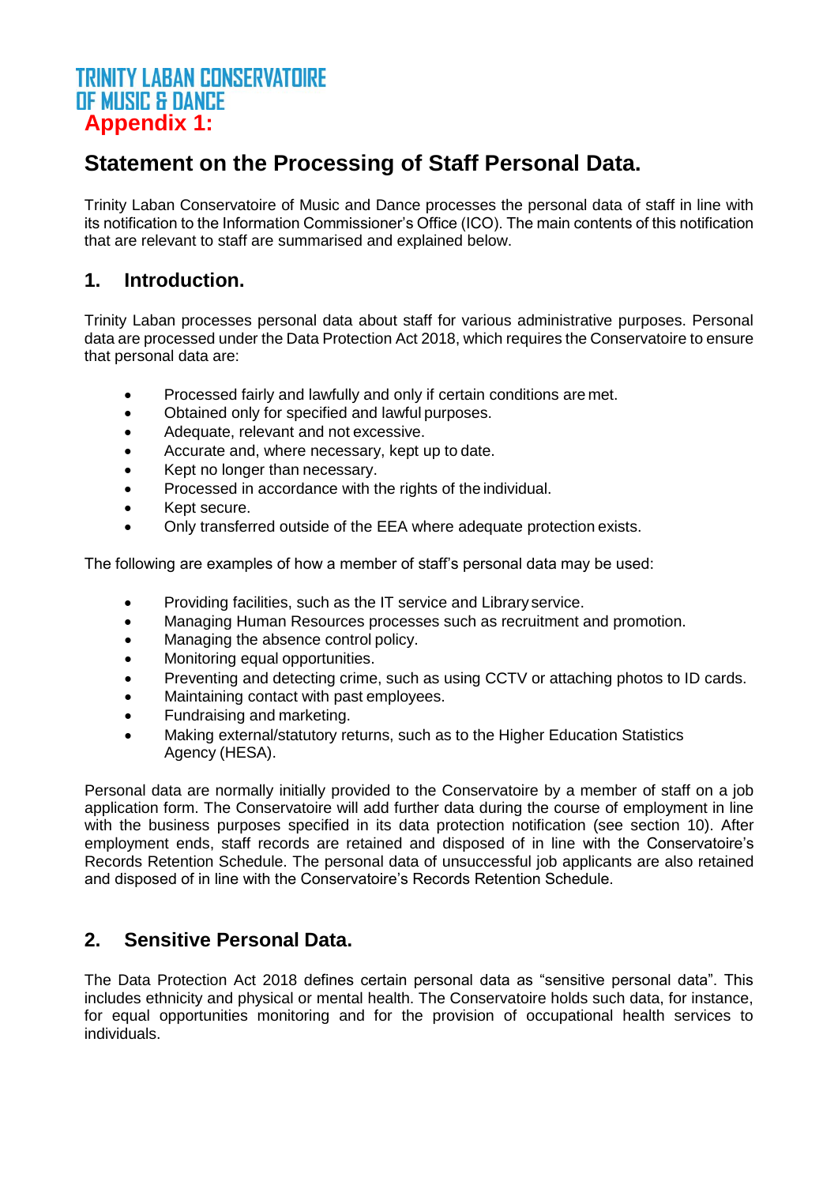TRINITY LABAN CONSERVATOIRE OF MUSIC & DANCE

**Appendix 1:**

## Statement on the Processing of Staff Personal Data.

Trinity Laban Conservatoire of Music and Dance processes the personal data of staff in line with its notification to the Information Commissioner's Office (ICO). The main contents of this notification that are relevant to staff are summarised and explained below.

### 1. Introduction.

Trinity Laban processes personal data about staff for various administrative purposes. Personal data are processed under the Data Protection Act 2018, which requires the Conservatoire to ensure that personal data are:

- Processed fairly and lawfully and only if certain conditions are met.
- Obtained only for specified and lawful purposes.
- Adequate, relevant and not excessive.
- Accurate and, where necessary, kept up to date.
- Kept no longer than necessary.
- Processed in accordance with the rights of the individual.
- Kept secure.
- Only transferred outside of the EEA where adequate protection exists.

The following are examples of how a member of staff's personal data may be used:

- Providing facilities, such as the IT service and Library service.
- Managing Human Resources processes such as recruitment and promotion.
- Managing the absence control policy.
- Monitoring equal opportunities.
- Preventing and detecting crime, such as using CCTV or attaching photos to ID cards.
- Maintaining contact with past employees.
- Fundraising and marketing.
- Making external/statutory returns, such as to the Higher Education Statistics Agency (HESA).

Personal data are normally initially provided to the Conservatoire by a member of staff on a job application form. The Conservatoire will add further data during the course of employment in line with the business purposes specified in its data protection notification (see section 10). After employment ends, staff records are retained and disposed of in line with the Conservatoire's Records Retention Schedule. The personal data of unsuccessful job applicants are also retained and disposed of in line with the Conservatoire's Records Retention Schedule.

### 2. Sensitive Personal Data.

The Data Protection Act 2018 defines certain personal data as "sensitive personal data". This includes ethnicity and physical or mental health. The Conservatoire holds such data, for instance, for equal opportunities monitoring and for the provision of occupational health services to individuals.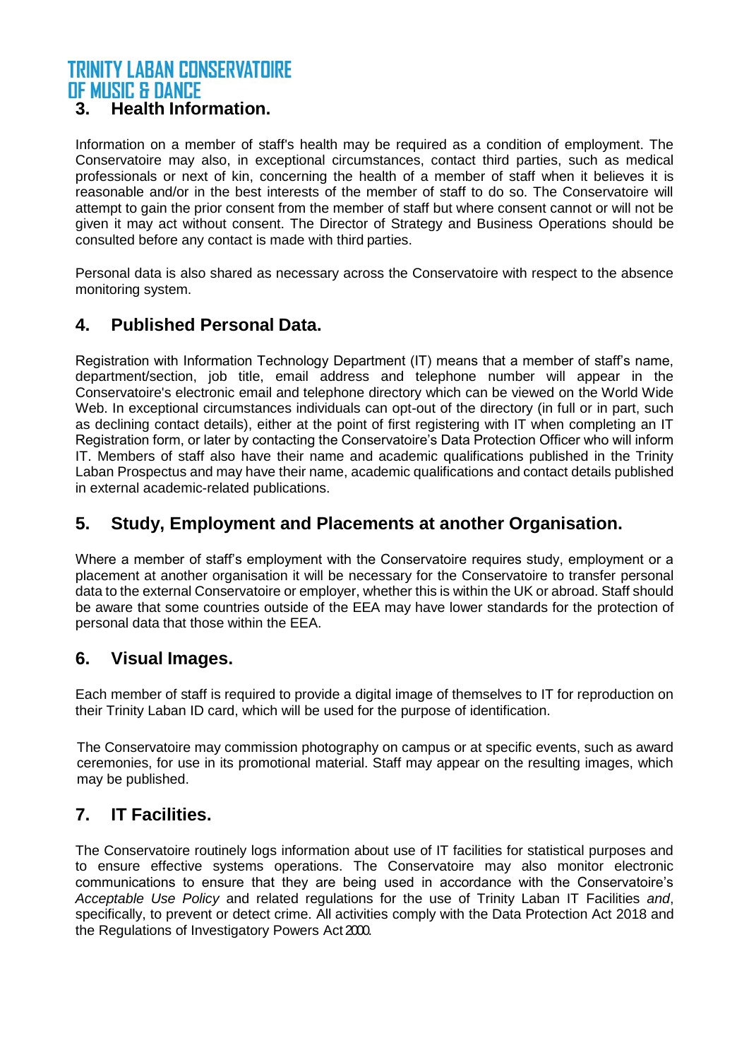## 3. Health Information.

Information on a member of staff's health may be required as a condition of employment. The Conservatoire may also, in exceptional circumstances, contact third parties, such as medical professionals or next of kin, concerning the health of a member of staff when it believes it is reasonable and/or in the best interests of the member of staff to do so. The Conservatoire will attempt to gain the prior consent from the member of staff but where consent cannot or will not be given it may act without consent. The Director of Strategy and Business Operations should be consulted before any contact is made with third parties.

Personal data is also shared as necessary across the Conservatoire with respect to the absence monitoring system.

## 4. Published Personal Data.

Registration with Information Technology Department (IT) means that a member of staff's name, department/section, job title, email address and telephone number will appear in the Conservatoire's electronic email and telephone directory which can be viewed on the World Wide Web. In exceptional circumstances individuals can opt-out of the directory (in full or in part, such as declining contact details), either at the point of first registering with IT when completing an IT Registration form, or later by contacting the Conservatoire's Data Protection Officer who will inform IT. Members of staff also have their name and academic qualifications published in the Trinity Laban Prospectus and may have their name, academic qualifications and contact details published in external academic-related publications.

## 5. Study, Employment and Placements at another Organisation.

Where a member of staff's employment with the Conservatoire requires study, employment or a placement at another organisation it will be necessary for the Conservatoire to transfer personal data to the external Conservatoire or employer, whether this is within the UK or abroad. Staff should be aware that some countries outside of the EEA may have lower standards for the protection of personal data that those within the EEA.

## 6. Visual Images.

Each member of staff is required to provide a digital image of themselves to IT for reproduction on their Trinity Laban ID card, which will be used for the purpose of identification.

The Conservatoire may commission photography on campus or at specific events, such as award ceremonies, for use in its promotional material. Staff may appear on the resulting images, which may be published.

## 7. IT Facilities.

The Conservatoire routinely logs information about use of IT facilities for statistical purposes and to ensure effective systems operations. The Conservatoire may also monitor electronic communications to ensure that they are being used in accordance with the Conservatoire's *Acceptable Use Policy* and related regulations for the use of Trinity Laban IT Facilities *and*, specifically, to prevent or detect crime. All activities comply with the Data Protection Act 2018 and the Regulations of Investigatory Powers Act 2000.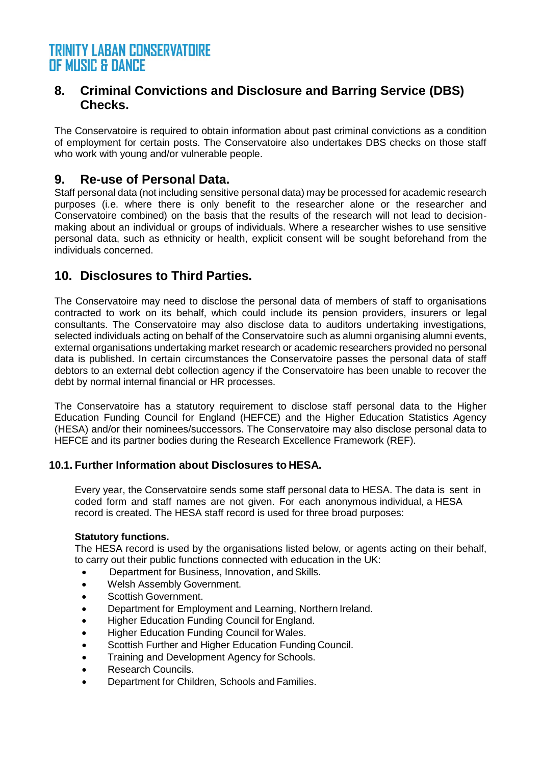## 8. Criminal Convictions and Disclosure and Barring Service (DBS) Checks.

The Conservatoire is required to obtain information about past criminal convictions as a condition of employment for certain posts. The Conservatoire also undertakes DBS checks on those staff who work with young and/or vulnerable people.

## 9. Re-use of Personal Data.

Staff personal data (not including sensitive personal data) may be processed for academic research purposes (i.e. where there is only benefit to the researcher alone or the researcher and Conservatoire combined) on the basis that the results of the research will not lead to decision-making about an individual or groups of individuals. Where a researcher wishes to use sensitive personal data, such as ethnicity or health, explicit consent will be sought beforehand from the individuals concerned.

## 10. Disclosures to Third Parties.

The Conservatoire may need to disclose the personal data of members of staff to organisations contracted to work on its behalf, which could include its pension providers, insurers or legal consultants. The Conservatoire may also disclose data to auditors undertaking investigations, selected individuals acting on behalf of the Conservatoire such as alumni organising alumni events, external organisations undertaking market research or academic researchers provided no personal data is published. In certain circumstances the Conservatoire passes the personal data of staff debtors to an external debt collection agency if the Conservatoire has been unable to recover the debt by normal internal financial or HR processes.

The Conservatoire has a statutory requirement to disclose staff personal data to the Higher Education Funding Council for England (HEFCE) and the Higher Education Statistics Agency (HESA) and/or their nominees/successors. The Conservatoire may also disclose personal data to HEFCE and its partner bodies during the Research Excellence Framework (REF).

### 10.1. Further Information about Disclosures to HESA.

Every year, the Conservatoire sends some staff personal data to HESA. The data is sent in coded form and staff names are not given. For each anonymous individual, a HESA record is created. The HESA staff record is used for three broad purposes:

**Statutory functions.**
The HESA record is used by the organisations listed below, or agents acting on their behalf, to carry out their public functions connected with education in the UK:

- Department for Business, Innovation, and Skills.
- Welsh Assembly Government.
- Scottish Government.
- Department for Employment and Learning, Northern Ireland.
- Higher Education Funding Council for England.
- Higher Education Funding Council for Wales.
- Scottish Further and Higher Education Funding Council.
- Training and Development Agency for Schools.
- Research Councils.
- Department for Children, Schools and Families.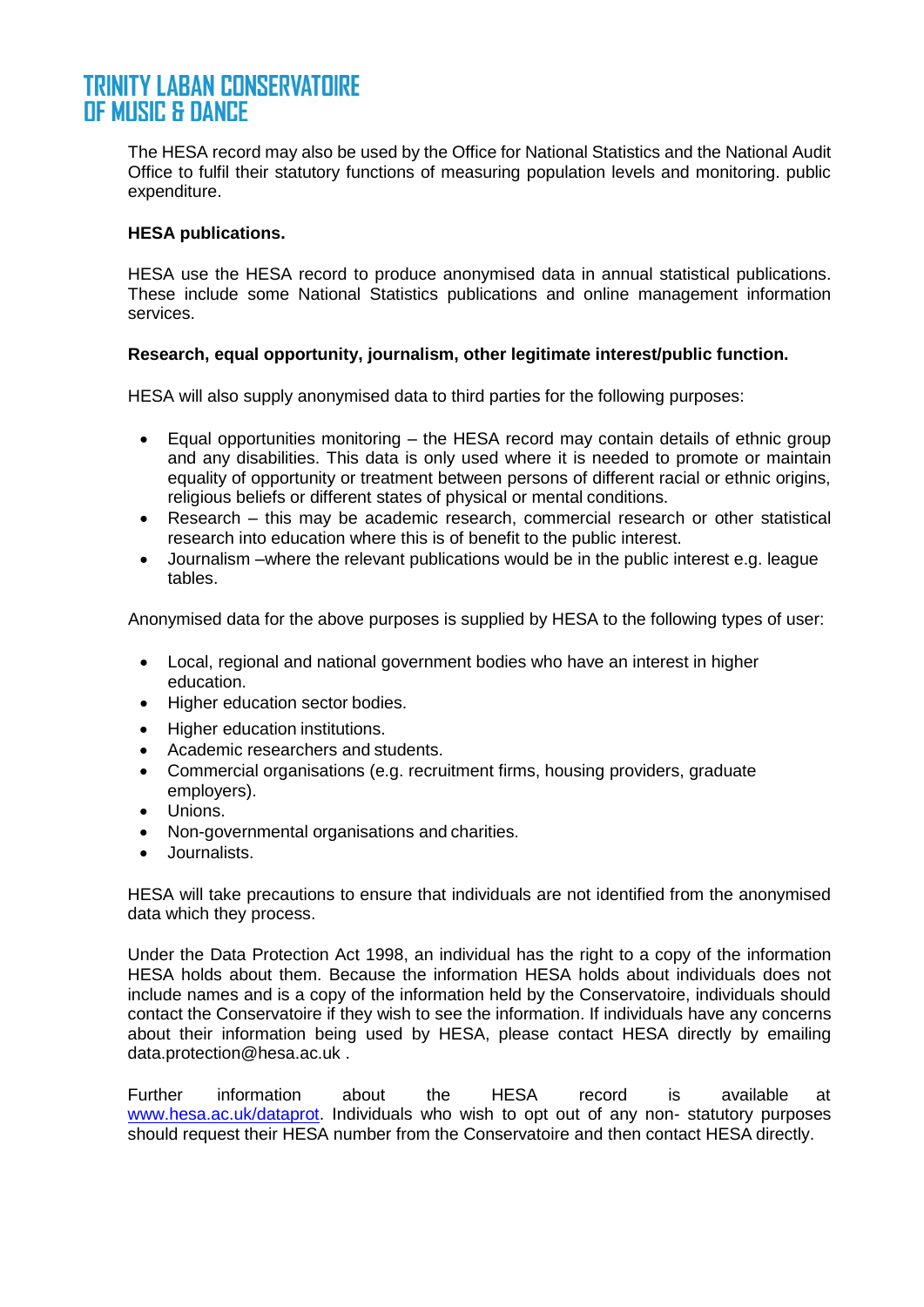The HESA record may also be used by the Office for National Statistics and the National Audit Office to fulfil their statutory functions of measuring population levels and monitoring. public expenditure.

**HESA publications.**

HESA use the HESA record to produce anonymised data in annual statistical publications. These include some National Statistics publications and online management information services.

**Research, equal opportunity, journalism, other legitimate interest/public function.**

HESA will also supply anonymised data to third parties for the following purposes:

- Equal opportunities monitoring – the HESA record may contain details of ethnic group and any disabilities. This data is only used where it is needed to promote or maintain equality of opportunity or treatment between persons of different racial or ethnic origins, religious beliefs or different states of physical or mental conditions.
- Research – this may be academic research, commercial research or other statistical research into education where this is of benefit to the public interest.
- Journalism –where the relevant publications would be in the public interest e.g. league tables.

Anonymised data for the above purposes is supplied by HESA to the following types of user:

- Local, regional and national government bodies who have an interest in higher education.
- Higher education sector bodies.
- Higher education institutions.
- Academic researchers and students.
- Commercial organisations (e.g. recruitment firms, housing providers, graduate employers).
- Unions.
- Non-governmental organisations and charities.
- Journalists.

HESA will take precautions to ensure that individuals are not identified from the anonymised data which they process.

Under the Data Protection Act 1998, an individual has the right to a copy of the information HESA holds about them. Because the information HESA holds about individuals does not include names and is a copy of the information held by the Conservatoire, individuals should contact the Conservatoire if they wish to see the information. If individuals have any concerns about their information being used by HESA, please contact HESA directly by emailing data.protection@hesa.ac.uk .

Further information about the HESA record is available at [www.hesa.ac.uk/dataprot](http://www.hesa.ac.uk/dataprot). Individuals who wish to opt out of any non- statutory purposes should request their HESA number from the Conservatoire and then contact HESA directly.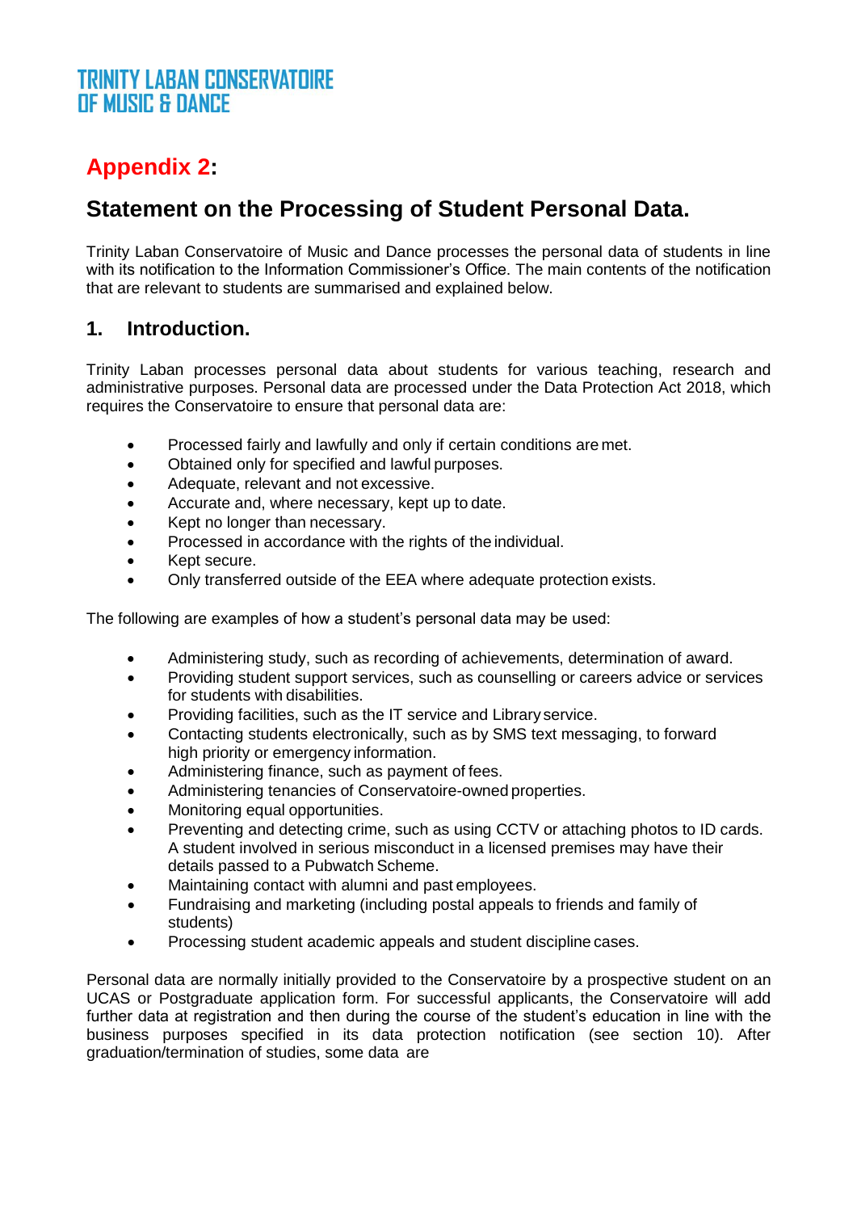TRINITY LABAN CONSERVATOIRE OF MUSIC & DANCE

# Appendix 2:

## Statement on the Processing of Student Personal Data.

Trinity Laban Conservatoire of Music and Dance processes the personal data of students in line with its notification to the Information Commissioner's Office. The main contents of the notification that are relevant to students are summarised and explained below.

### 1. Introduction.

Trinity Laban processes personal data about students for various teaching, research and administrative purposes. Personal data are processed under the Data Protection Act 2018, which requires the Conservatoire to ensure that personal data are:

- Processed fairly and lawfully and only if certain conditions are met.
- Obtained only for specified and lawful purposes.
- Adequate, relevant and not excessive.
- Accurate and, where necessary, kept up to date.
- Kept no longer than necessary.
- Processed in accordance with the rights of the individual.
- Kept secure.
- Only transferred outside of the EEA where adequate protection exists.

The following are examples of how a student's personal data may be used:

- Administering study, such as recording of achievements, determination of award.
- Providing student support services, such as counselling or careers advice or services for students with disabilities.
- Providing facilities, such as the IT service and Library service.
- Contacting students electronically, such as by SMS text messaging, to forward high priority or emergency information.
- Administering finance, such as payment of fees.
- Administering tenancies of Conservatoire-owned properties.
- Monitoring equal opportunities.
- Preventing and detecting crime, such as using CCTV or attaching photos to ID cards. A student involved in serious misconduct in a licensed premises may have their details passed to a Pubwatch Scheme.
- Maintaining contact with alumni and past employees.
- Fundraising and marketing (including postal appeals to friends and family of students)
- Processing student academic appeals and student discipline cases.

Personal data are normally initially provided to the Conservatoire by a prospective student on an UCAS or Postgraduate application form. For successful applicants, the Conservatoire will add further data at registration and then during the course of the student's education in line with the business purposes specified in its data protection notification (see section 10). After graduation/termination of studies, some data are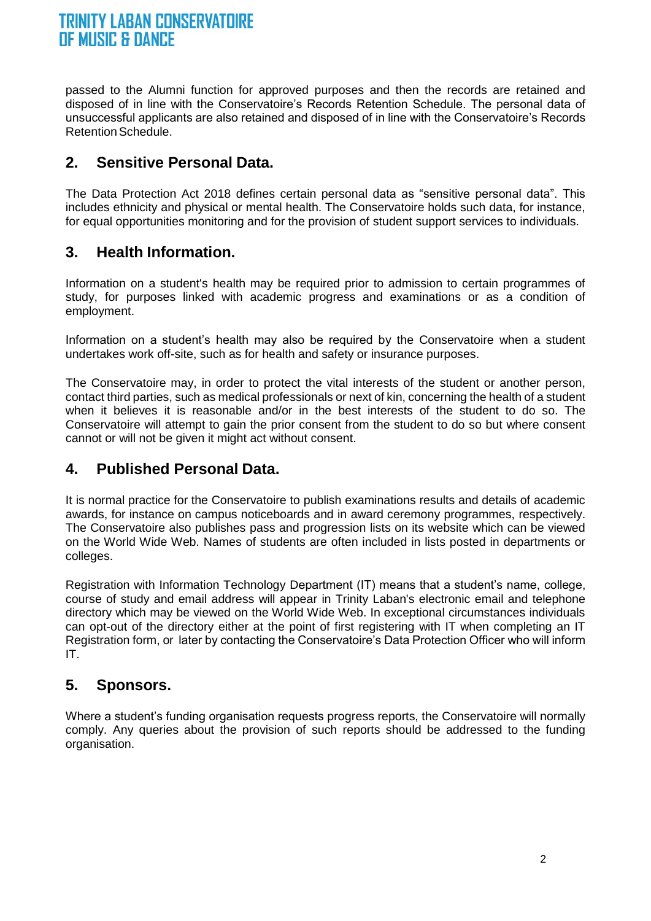passed to the Alumni function for approved purposes and then the records are retained and disposed of in line with the Conservatoire's Records Retention Schedule. The personal data of unsuccessful applicants are also retained and disposed of in line with the Conservatoire's Records Retention Schedule.

## 2. Sensitive Personal Data.

The Data Protection Act 2018 defines certain personal data as "sensitive personal data". This includes ethnicity and physical or mental health. The Conservatoire holds such data, for instance, for equal opportunities monitoring and for the provision of student support services to individuals.

## 3. Health Information.

Information on a student's health may be required prior to admission to certain programmes of study, for purposes linked with academic progress and examinations or as a condition of employment.

Information on a student's health may also be required by the Conservatoire when a student undertakes work off-site, such as for health and safety or insurance purposes.

The Conservatoire may, in order to protect the vital interests of the student or another person, contact third parties, such as medical professionals or next of kin, concerning the health of a student when it believes it is reasonable and/or in the best interests of the student to do so. The Conservatoire will attempt to gain the prior consent from the student to do so but where consent cannot or will not be given it might act without consent.

## 4. Published Personal Data.

It is normal practice for the Conservatoire to publish examinations results and details of academic awards, for instance on campus noticeboards and in award ceremony programmes, respectively. The Conservatoire also publishes pass and progression lists on its website which can be viewed on the World Wide Web. Names of students are often included in lists posted in departments or colleges.

Registration with Information Technology Department (IT) means that a student's name, college, course of study and email address will appear in Trinity Laban's electronic email and telephone directory which may be viewed on the World Wide Web. In exceptional circumstances individuals can opt-out of the directory either at the point of first registering with IT when completing an IT Registration form, or later by contacting the Conservatoire's Data Protection Officer who will inform IT.

## 5. Sponsors.

Where a student's funding organisation requests progress reports, the Conservatoire will normally comply. Any queries about the provision of such reports should be addressed to the funding organisation.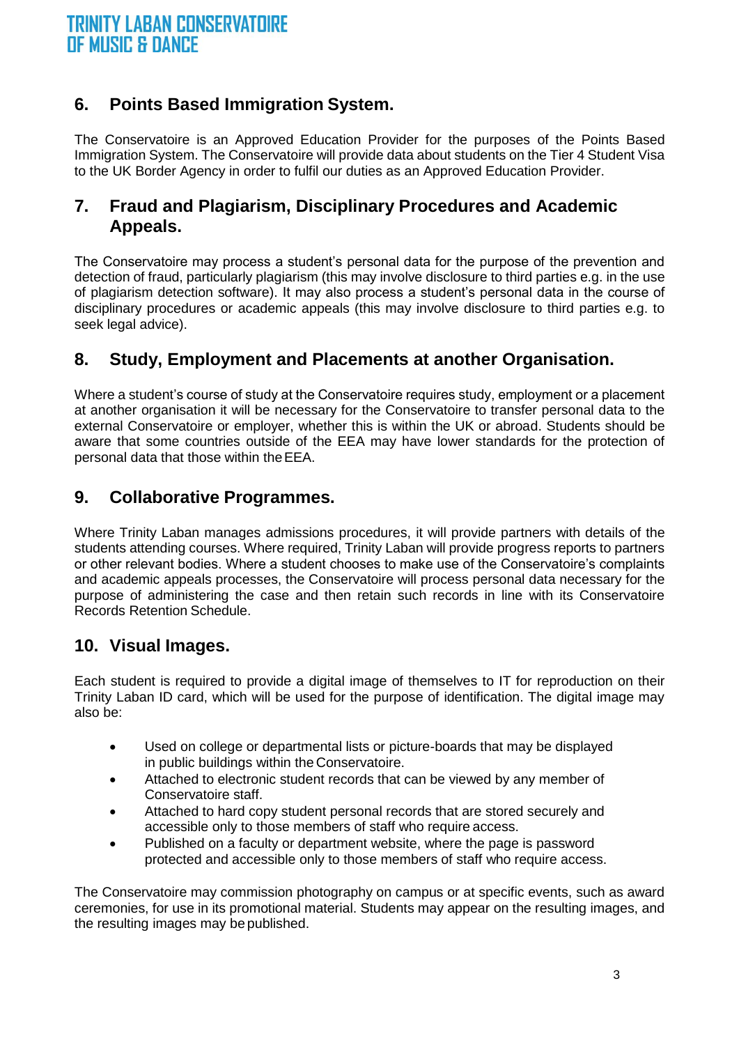## 6. Points Based Immigration System.

The Conservatoire is an Approved Education Provider for the purposes of the Points Based Immigration System. The Conservatoire will provide data about students on the Tier 4 Student Visa to the UK Border Agency in order to fulfil our duties as an Approved Education Provider.

## 7. Fraud and Plagiarism, Disciplinary Procedures and Academic Appeals.

The Conservatoire may process a student's personal data for the purpose of the prevention and detection of fraud, particularly plagiarism (this may involve disclosure to third parties e.g. in the use of plagiarism detection software). It may also process a student's personal data in the course of disciplinary procedures or academic appeals (this may involve disclosure to third parties e.g. to seek legal advice).

## 8. Study, Employment and Placements at another Organisation.

Where a student's course of study at the Conservatoire requires study, employment or a placement at another organisation it will be necessary for the Conservatoire to transfer personal data to the external Conservatoire or employer, whether this is within the UK or abroad. Students should be aware that some countries outside of the EEA may have lower standards for the protection of personal data that those within the EEA.

## 9. Collaborative Programmes.

Where Trinity Laban manages admissions procedures, it will provide partners with details of the students attending courses. Where required, Trinity Laban will provide progress reports to partners or other relevant bodies. Where a student chooses to make use of the Conservatoire's complaints and academic appeals processes, the Conservatoire will process personal data necessary for the purpose of administering the case and then retain such records in line with its Conservatoire Records Retention Schedule.

## 10. Visual Images.

Each student is required to provide a digital image of themselves to IT for reproduction on their Trinity Laban ID card, which will be used for the purpose of identification. The digital image may also be:

- Used on college or departmental lists or picture-boards that may be displayed in public buildings within the Conservatoire.
- Attached to electronic student records that can be viewed by any member of Conservatoire staff.
- Attached to hard copy student personal records that are stored securely and accessible only to those members of staff who require access.
- Published on a faculty or department website, where the page is password protected and accessible only to those members of staff who require access.

The Conservatoire may commission photography on campus or at specific events, such as award ceremonies, for use in its promotional material. Students may appear on the resulting images, and the resulting images may be published.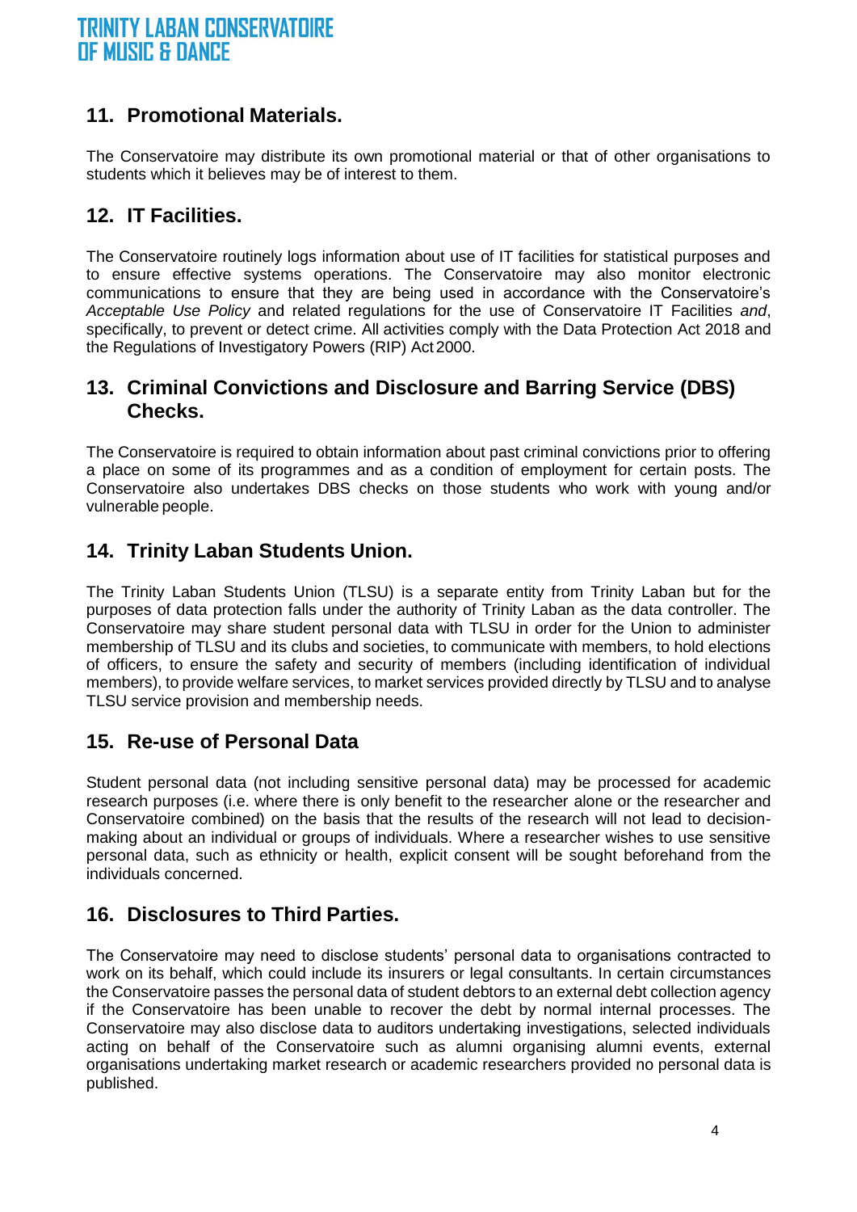## 11. Promotional Materials.

The Conservatoire may distribute its own promotional material or that of other organisations to students which it believes may be of interest to them.

## 12. IT Facilities.

The Conservatoire routinely logs information about use of IT facilities for statistical purposes and to ensure effective systems operations. The Conservatoire may also monitor electronic communications to ensure that they are being used in accordance with the Conservatoire's *Acceptable Use Policy* and related regulations for the use of Conservatoire IT Facilities *and*, specifically, to prevent or detect crime. All activities comply with the Data Protection Act 2018 and the Regulations of Investigatory Powers (RIP) Act 2000.

## 13. Criminal Convictions and Disclosure and Barring Service (DBS) Checks.

The Conservatoire is required to obtain information about past criminal convictions prior to offering a place on some of its programmes and as a condition of employment for certain posts. The Conservatoire also undertakes DBS checks on those students who work with young and/or vulnerable people.

## 14. Trinity Laban Students Union.

The Trinity Laban Students Union (TLSU) is a separate entity from Trinity Laban but for the purposes of data protection falls under the authority of Trinity Laban as the data controller. The Conservatoire may share student personal data with TLSU in order for the Union to administer membership of TLSU and its clubs and societies, to communicate with members, to hold elections of officers, to ensure the safety and security of members (including identification of individual members), to provide welfare services, to market services provided directly by TLSU and to analyse TLSU service provision and membership needs.

## 15. Re-use of Personal Data

Student personal data (not including sensitive personal data) may be processed for academic research purposes (i.e. where there is only benefit to the researcher alone or the researcher and Conservatoire combined) on the basis that the results of the research will not lead to decision-making about an individual or groups of individuals. Where a researcher wishes to use sensitive personal data, such as ethnicity or health, explicit consent will be sought beforehand from the individuals concerned.

## 16. Disclosures to Third Parties.

The Conservatoire may need to disclose students' personal data to organisations contracted to work on its behalf, which could include its insurers or legal consultants. In certain circumstances the Conservatoire passes the personal data of student debtors to an external debt collection agency if the Conservatoire has been unable to recover the debt by normal internal processes. The Conservatoire may also disclose data to auditors undertaking investigations, selected individuals acting on behalf of the Conservatoire such as alumni organising alumni events, external organisations undertaking market research or academic researchers provided no personal data is published.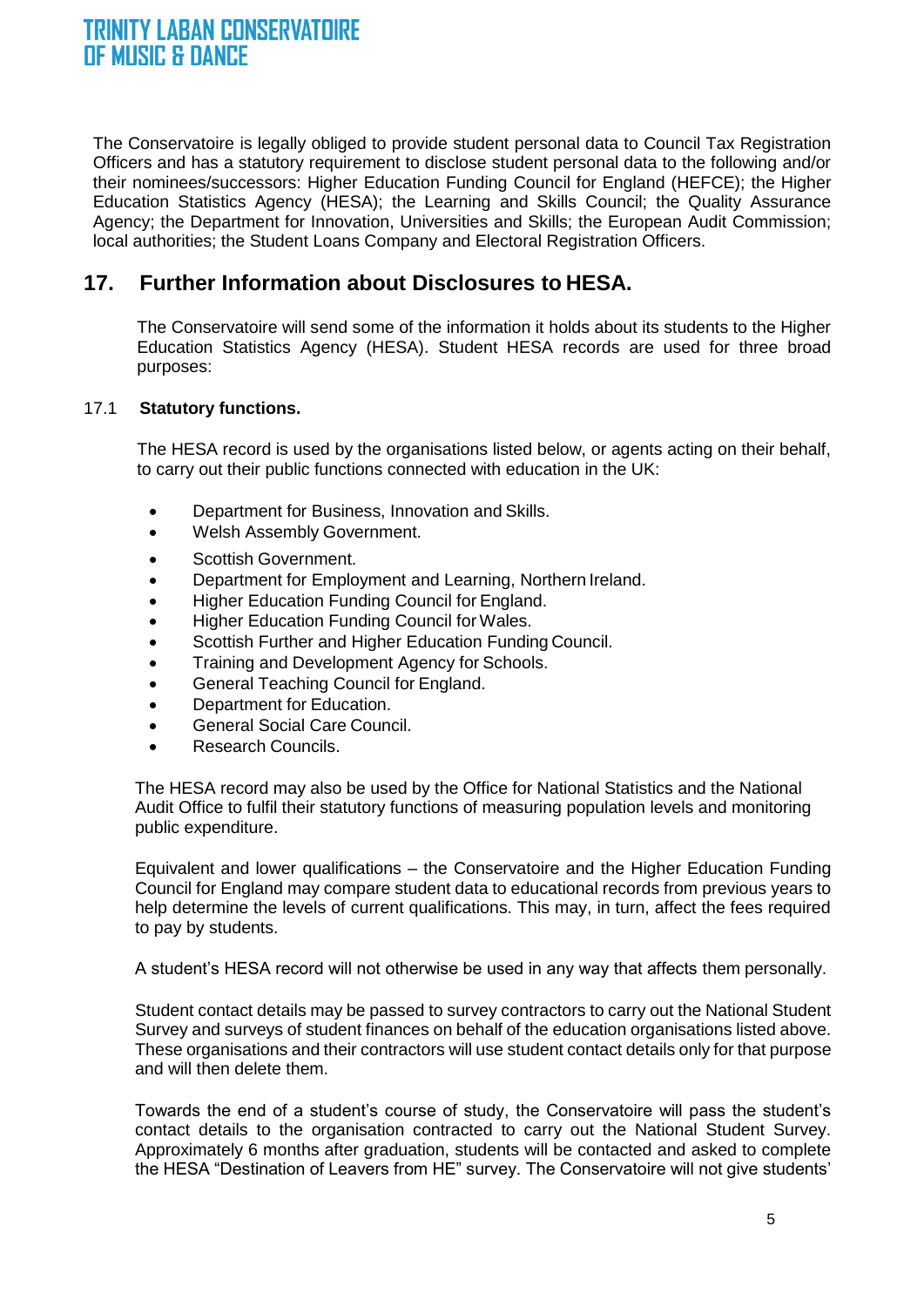The Conservatoire is legally obliged to provide student personal data to Council Tax Registration Officers and has a statutory requirement to disclose student personal data to the following and/or their nominees/successors: Higher Education Funding Council for England (HEFCE); the Higher Education Statistics Agency (HESA); the Learning and Skills Council; the Quality Assurance Agency; the Department for Innovation, Universities and Skills; the European Audit Commission; local authorities; the Student Loans Company and Electoral Registration Officers.

## 17. Further Information about Disclosures to HESA.

The Conservatoire will send some of the information it holds about its students to the Higher Education Statistics Agency (HESA). Student HESA records are used for three broad purposes:

### 17.1 Statutory functions.

The HESA record is used by the organisations listed below, or agents acting on their behalf, to carry out their public functions connected with education in the UK:

- Department for Business, Innovation and Skills.
- Welsh Assembly Government.
- Scottish Government.
- Department for Employment and Learning, Northern Ireland.
- Higher Education Funding Council for England.
- Higher Education Funding Council for Wales.
- Scottish Further and Higher Education Funding Council.
- Training and Development Agency for Schools.
- General Teaching Council for England.
- Department for Education.
- General Social Care Council.
- Research Councils.

The HESA record may also be used by the Office for National Statistics and the National Audit Office to fulfil their statutory functions of measuring population levels and monitoring public expenditure.

Equivalent and lower qualifications – the Conservatoire and the Higher Education Funding Council for England may compare student data to educational records from previous years to help determine the levels of current qualifications. This may, in turn, affect the fees required to pay by students.

A student's HESA record will not otherwise be used in any way that affects them personally.

Student contact details may be passed to survey contractors to carry out the National Student Survey and surveys of student finances on behalf of the education organisations listed above. These organisations and their contractors will use student contact details only for that purpose and will then delete them.

Towards the end of a student's course of study, the Conservatoire will pass the student's contact details to the organisation contracted to carry out the National Student Survey. Approximately 6 months after graduation, students will be contacted and asked to complete the HESA "Destination of Leavers from HE" survey. The Conservatoire will not give students'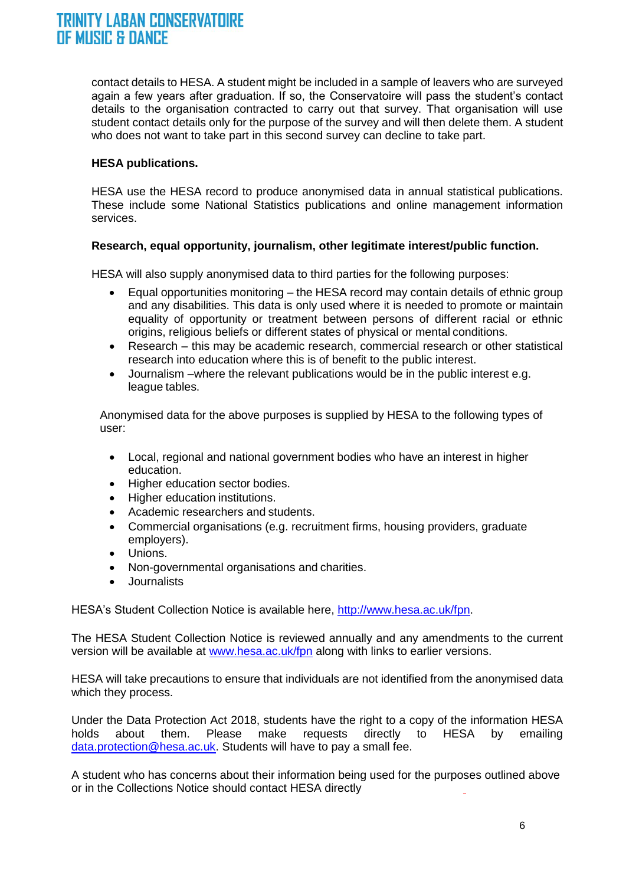contact details to HESA. A student might be included in a sample of leavers who are surveyed again a few years after graduation. If so, the Conservatoire will pass the student's contact details to the organisation contracted to carry out that survey. That organisation will use student contact details only for the purpose of the survey and will then delete them. A student who does not want to take part in this second survey can decline to take part.

**HESA publications.**

HESA use the HESA record to produce anonymised data in annual statistical publications. These include some National Statistics publications and online management information services.

**Research, equal opportunity, journalism, other legitimate interest/public function.**

HESA will also supply anonymised data to third parties for the following purposes:

- Equal opportunities monitoring – the HESA record may contain details of ethnic group and any disabilities. This data is only used where it is needed to promote or maintain equality of opportunity or treatment between persons of different racial or ethnic origins, religious beliefs or different states of physical or mental conditions.
- Research – this may be academic research, commercial research or other statistical research into education where this is of benefit to the public interest.
- Journalism –where the relevant publications would be in the public interest e.g. league tables.

Anonymised data for the above purposes is supplied by HESA to the following types of user:

- Local, regional and national government bodies who have an interest in higher education.
- Higher education sector bodies.
- Higher education institutions.
- Academic researchers and students.
- Commercial organisations (e.g. recruitment firms, housing providers, graduate employers).
- Unions.
- Non-governmental organisations and charities.
- Journalists

HESA's Student Collection Notice is available here, http://www.hesa.ac.uk/fpn.

The HESA Student Collection Notice is reviewed annually and any amendments to the current version will be available at www.hesa.ac.uk/fpn along with links to earlier versions.

HESA will take precautions to ensure that individuals are not identified from the anonymised data which they process.

Under the Data Protection Act 2018, students have the right to a copy of the information HESA holds about them. Please make requests directly to HESA by emailing data.protection@hesa.ac.uk. Students will have to pay a small fee.

A student who has concerns about their information being used for the purposes outlined above or in the Collections Notice should contact HESA directly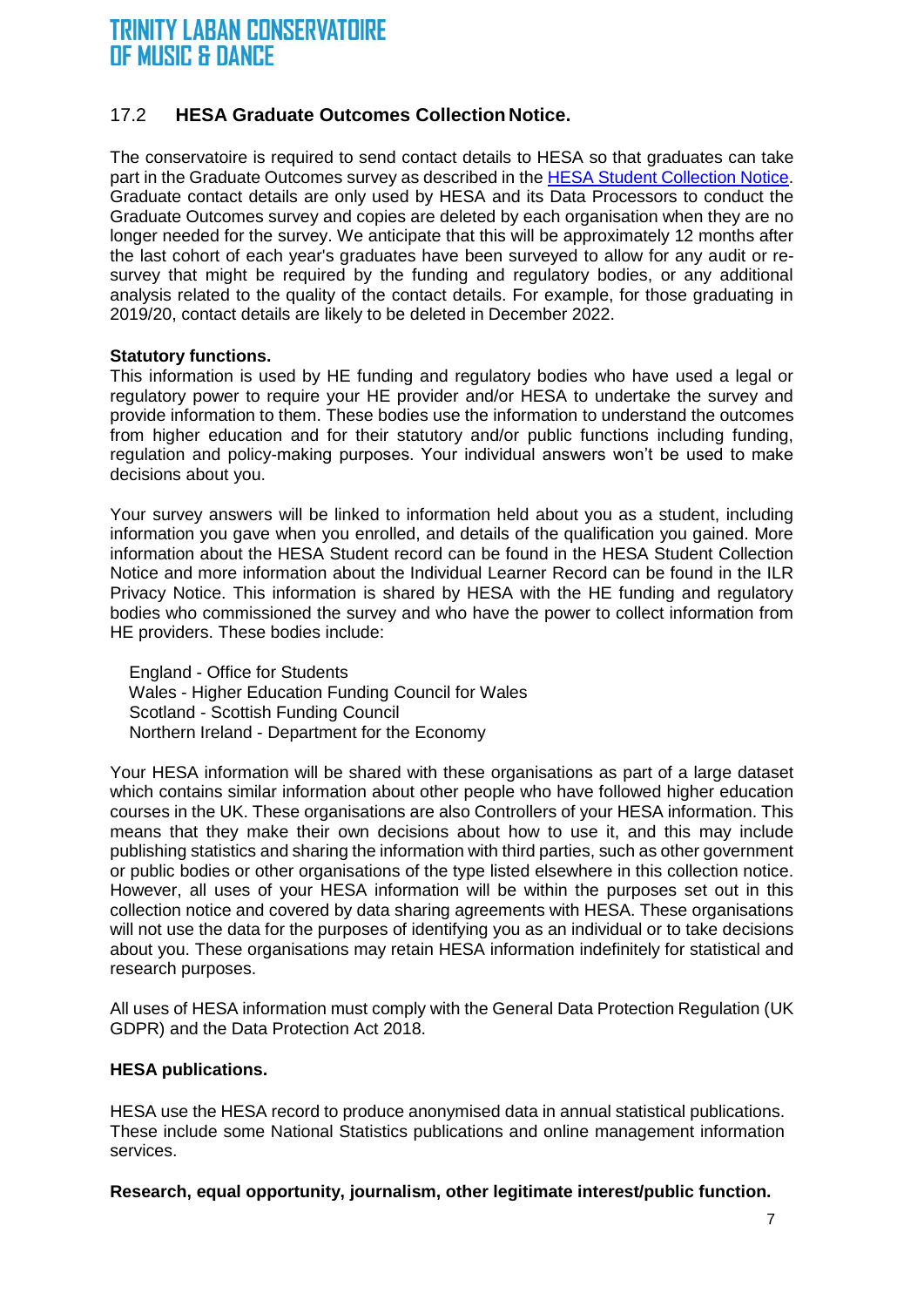## 17.2 HESA Graduate Outcomes Collection Notice.

The conservatoire is required to send contact details to HESA so that graduates can take part in the Graduate Outcomes survey as described in the [HESA Student Collection Notice](). Graduate contact details are only used by HESA and its Data Processors to conduct the Graduate Outcomes survey and copies are deleted by each organisation when they are no longer needed for the survey. We anticipate that this will be approximately 12 months after the last cohort of each year's graduates have been surveyed to allow for any audit or re-survey that might be required by the funding and regulatory bodies, or any additional analysis related to the quality of the contact details. For example, for those graduating in 2019/20, contact details are likely to be deleted in December 2022.

**Statutory functions.**

This information is used by HE funding and regulatory bodies who have used a legal or regulatory power to require your HE provider and/or HESA to undertake the survey and provide information to them. These bodies use the information to understand the outcomes from higher education and for their statutory and/or public functions including funding, regulation and policy-making purposes. Your individual answers won't be used to make decisions about you.

Your survey answers will be linked to information held about you as a student, including information you gave when you enrolled, and details of the qualification you gained. More information about the HESA Student record can be found in the HESA Student Collection Notice and more information about the Individual Learner Record can be found in the ILR Privacy Notice. This information is shared by HESA with the HE funding and regulatory bodies who commissioned the survey and who have the power to collect information from HE providers. These bodies include:

England - Office for Students
Wales - Higher Education Funding Council for Wales
Scotland - Scottish Funding Council
Northern Ireland - Department for the Economy

Your HESA information will be shared with these organisations as part of a large dataset which contains similar information about other people who have followed higher education courses in the UK. These organisations are also Controllers of your HESA information. This means that they make their own decisions about how to use it, and this may include publishing statistics and sharing the information with third parties, such as other government or public bodies or other organisations of the type listed elsewhere in this collection notice. However, all uses of your HESA information will be within the purposes set out in this collection notice and covered by data sharing agreements with HESA. These organisations will not use the data for the purposes of identifying you as an individual or to take decisions about you. These organisations may retain HESA information indefinitely for statistical and research purposes.

All uses of HESA information must comply with the General Data Protection Regulation (UK GDPR) and the Data Protection Act 2018.

**HESA publications.**

HESA use the HESA record to produce anonymised data in annual statistical publications. These include some National Statistics publications and online management information services.

**Research, equal opportunity, journalism, other legitimate interest/public function.**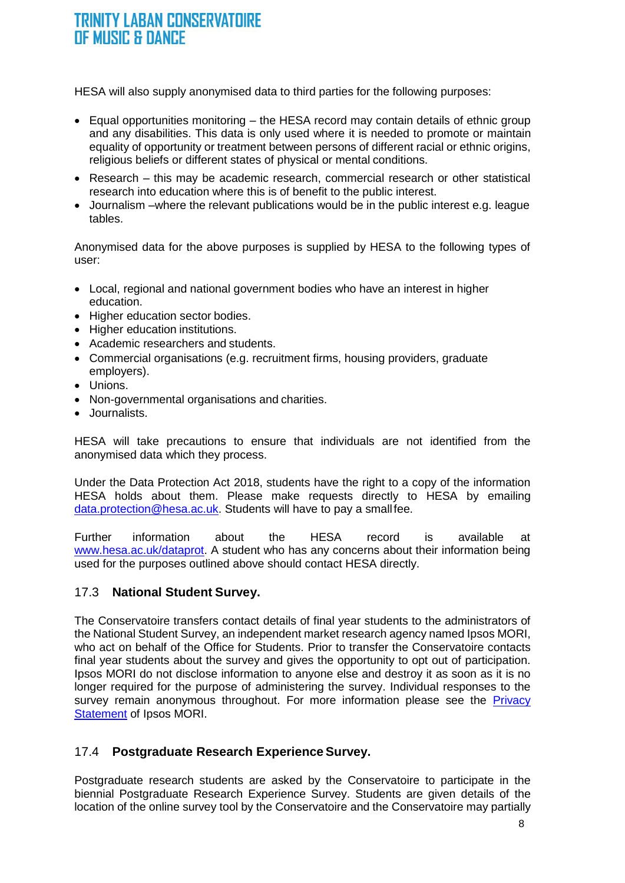HESA will also supply anonymised data to third parties for the following purposes:

- Equal opportunities monitoring – the HESA record may contain details of ethnic group and any disabilities. This data is only used where it is needed to promote or maintain equality of opportunity or treatment between persons of different racial or ethnic origins, religious beliefs or different states of physical or mental conditions.
- Research – this may be academic research, commercial research or other statistical research into education where this is of benefit to the public interest.
- Journalism –where the relevant publications would be in the public interest e.g. league tables.

Anonymised data for the above purposes is supplied by HESA to the following types of user:

- Local, regional and national government bodies who have an interest in higher education.
- Higher education sector bodies.
- Higher education institutions.
- Academic researchers and students.
- Commercial organisations (e.g. recruitment firms, housing providers, graduate employers).
- Unions.
- Non-governmental organisations and charities.
- Journalists.

HESA will take precautions to ensure that individuals are not identified from the anonymised data which they process.

Under the Data Protection Act 2018, students have the right to a copy of the information HESA holds about them. Please make requests directly to HESA by emailing [data.protection@hesa.ac.uk](mailto:data.protection@hesa.ac.uk). Students will have to pay a small fee.

Further information about the HESA record is available at [www.hesa.ac.uk/dataprot](www.hesa.ac.uk/dataprot). A student who has any concerns about their information being used for the purposes outlined above should contact HESA directly.

### 17.3 National Student Survey.

The Conservatoire transfers contact details of final year students to the administrators of the National Student Survey, an independent market research agency named Ipsos MORI, who act on behalf of the Office for Students. Prior to transfer the Conservatoire contacts final year students about the survey and gives the opportunity to opt out of participation. Ipsos MORI do not disclose information to anyone else and destroy it as soon as it is no longer required for the purpose of administering the survey. Individual responses to the survey remain anonymous throughout. For more information please see the Privacy Statement of Ipsos MORI.

### 17.4 Postgraduate Research Experience Survey.

Postgraduate research students are asked by the Conservatoire to participate in the biennial Postgraduate Research Experience Survey. Students are given details of the location of the online survey tool by the Conservatoire and the Conservatoire may partially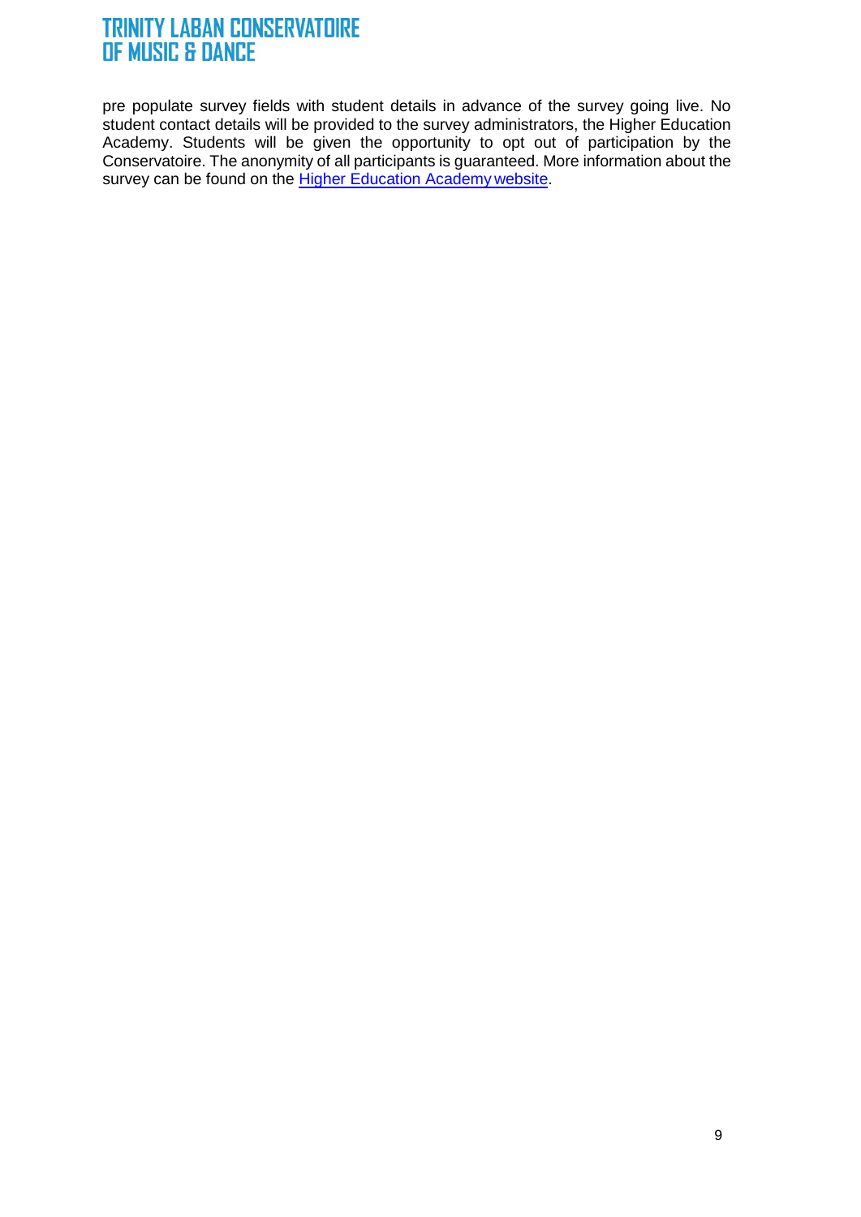pre populate survey fields with student details in advance of the survey going live. No student contact details will be provided to the survey administrators, the Higher Education Academy. Students will be given the opportunity to opt out of participation by the Conservatoire. The anonymity of all participants is guaranteed. More information about the survey can be found on the [Higher Education Academy website].